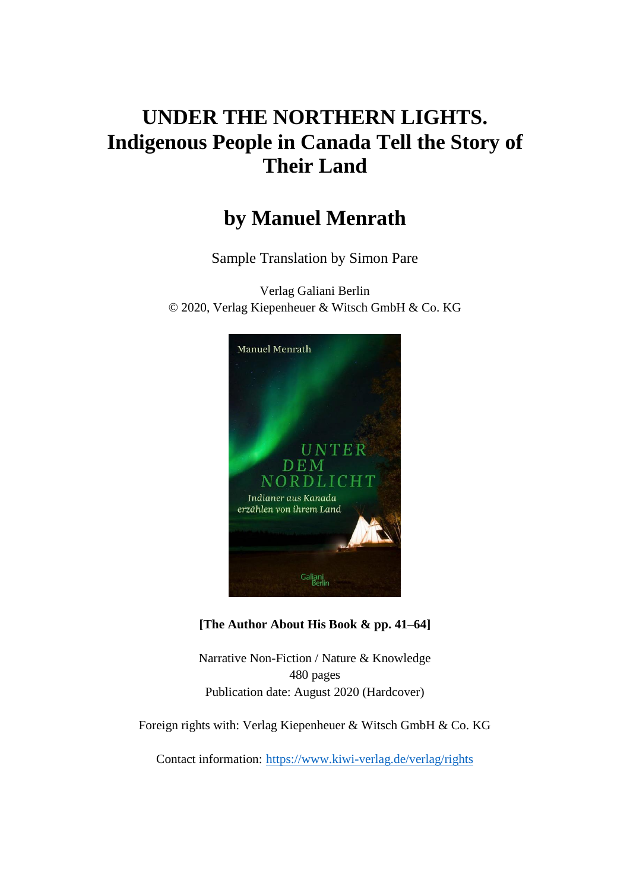# UNDER THE NORTHERN LIGHTS. Indigenous People in Canada Tell the Story of Their Land

## by Manuel Menrath

Sample Translation by Simon Pare

Verlag Galiani Berlin
© 2020, Verlag Kiepenheuer & Witsch GmbH & Co. KG

**[The Author About His Book & pp. 41–64]**

Narrative Non-Fiction / Nature & Knowledge
480 pages
Publication date: August 2020 (Hardcover)

Foreign rights with: Verlag Kiepenheuer & Witsch GmbH & Co. KG

Contact information: https://www.kiwi-verlag.de/verlag/rights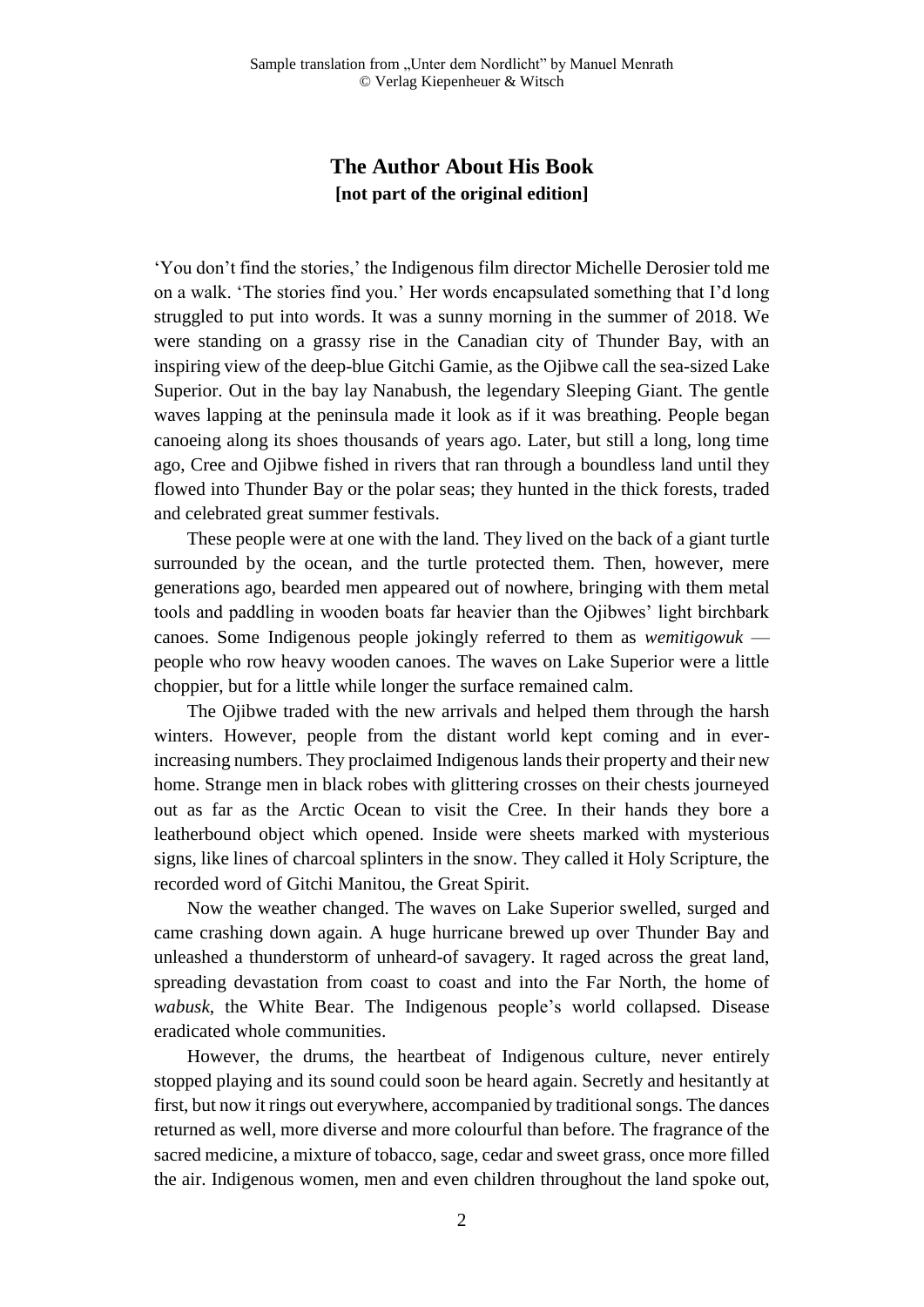## The Author About His Book

**[not part of the original edition]**

'You don't find the stories,' the Indigenous film director Michelle Derosier told me on a walk. 'The stories find you.' Her words encapsulated something that I'd long struggled to put into words. It was a sunny morning in the summer of 2018. We were standing on a grassy rise in the Canadian city of Thunder Bay, with an inspiring view of the deep-blue Gitchi Gamie, as the Ojibwe call the sea-sized Lake Superior. Out in the bay lay Nanabush, the legendary Sleeping Giant. The gentle waves lapping at the peninsula made it look as if it was breathing. People began canoeing along its shoes thousands of years ago. Later, but still a long, long time ago, Cree and Ojibwe fished in rivers that ran through a boundless land until they flowed into Thunder Bay or the polar seas; they hunted in the thick forests, traded and celebrated great summer festivals.

These people were at one with the land. They lived on the back of a giant turtle surrounded by the ocean, and the turtle protected them. Then, however, mere generations ago, bearded men appeared out of nowhere, bringing with them metal tools and paddling in wooden boats far heavier than the Ojibwes' light birchbark canoes. Some Indigenous people jokingly referred to them as *wemitigowuk* — people who row heavy wooden canoes. The waves on Lake Superior were a little choppier, but for a little while longer the surface remained calm.

The Ojibwe traded with the new arrivals and helped them through the harsh winters. However, people from the distant world kept coming and in ever-increasing numbers. They proclaimed Indigenous lands their property and their new home. Strange men in black robes with glittering crosses on their chests journeyed out as far as the Arctic Ocean to visit the Cree. In their hands they bore a leatherbound object which opened. Inside were sheets marked with mysterious signs, like lines of charcoal splinters in the snow. They called it Holy Scripture, the recorded word of Gitchi Manitou, the Great Spirit.

Now the weather changed. The waves on Lake Superior swelled, surged and came crashing down again. A huge hurricane brewed up over Thunder Bay and unleashed a thunderstorm of unheard-of savagery. It raged across the great land, spreading devastation from coast to coast and into the Far North, the home of *wabusk*, the White Bear. The Indigenous people's world collapsed. Disease eradicated whole communities.

However, the drums, the heartbeat of Indigenous culture, never entirely stopped playing and its sound could soon be heard again. Secretly and hesitantly at first, but now it rings out everywhere, accompanied by traditional songs. The dances returned as well, more diverse and more colourful than before. The fragrance of the sacred medicine, a mixture of tobacco, sage, cedar and sweet grass, once more filled the air. Indigenous women, men and even children throughout the land spoke out,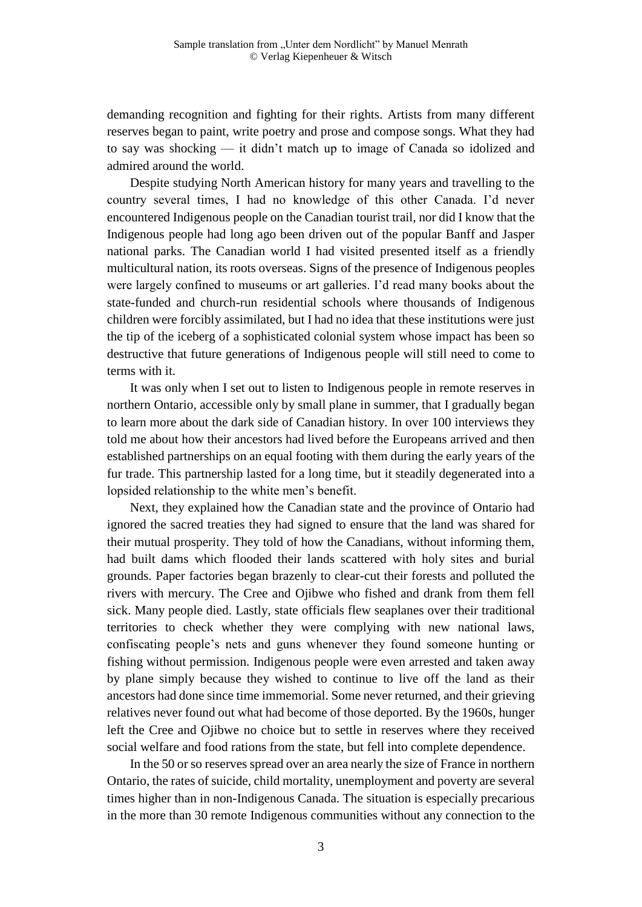demanding recognition and fighting for their rights. Artists from many different reserves began to paint, write poetry and prose and compose songs. What they had to say was shocking — it didn't match up to image of Canada so idolized and admired around the world.

Despite studying North American history for many years and travelling to the country several times, I had no knowledge of this other Canada. I'd never encountered Indigenous people on the Canadian tourist trail, nor did I know that the Indigenous people had long ago been driven out of the popular Banff and Jasper national parks. The Canadian world I had visited presented itself as a friendly multicultural nation, its roots overseas. Signs of the presence of Indigenous peoples were largely confined to museums or art galleries. I'd read many books about the state-funded and church-run residential schools where thousands of Indigenous children were forcibly assimilated, but I had no idea that these institutions were just the tip of the iceberg of a sophisticated colonial system whose impact has been so destructive that future generations of Indigenous people will still need to come to terms with it.

It was only when I set out to listen to Indigenous people in remote reserves in northern Ontario, accessible only by small plane in summer, that I gradually began to learn more about the dark side of Canadian history. In over 100 interviews they told me about how their ancestors had lived before the Europeans arrived and then established partnerships on an equal footing with them during the early years of the fur trade. This partnership lasted for a long time, but it steadily degenerated into a lopsided relationship to the white men's benefit.

Next, they explained how the Canadian state and the province of Ontario had ignored the sacred treaties they had signed to ensure that the land was shared for their mutual prosperity. They told of how the Canadians, without informing them, had built dams which flooded their lands scattered with holy sites and burial grounds. Paper factories began brazenly to clear-cut their forests and polluted the rivers with mercury. The Cree and Ojibwe who fished and drank from them fell sick. Many people died. Lastly, state officials flew seaplanes over their traditional territories to check whether they were complying with new national laws, confiscating people's nets and guns whenever they found someone hunting or fishing without permission. Indigenous people were even arrested and taken away by plane simply because they wished to continue to live off the land as their ancestors had done since time immemorial. Some never returned, and their grieving relatives never found out what had become of those deported. By the 1960s, hunger left the Cree and Ojibwe no choice but to settle in reserves where they received social welfare and food rations from the state, but fell into complete dependence.

In the 50 or so reserves spread over an area nearly the size of France in northern Ontario, the rates of suicide, child mortality, unemployment and poverty are several times higher than in non-Indigenous Canada. The situation is especially precarious in the more than 30 remote Indigenous communities without any connection to the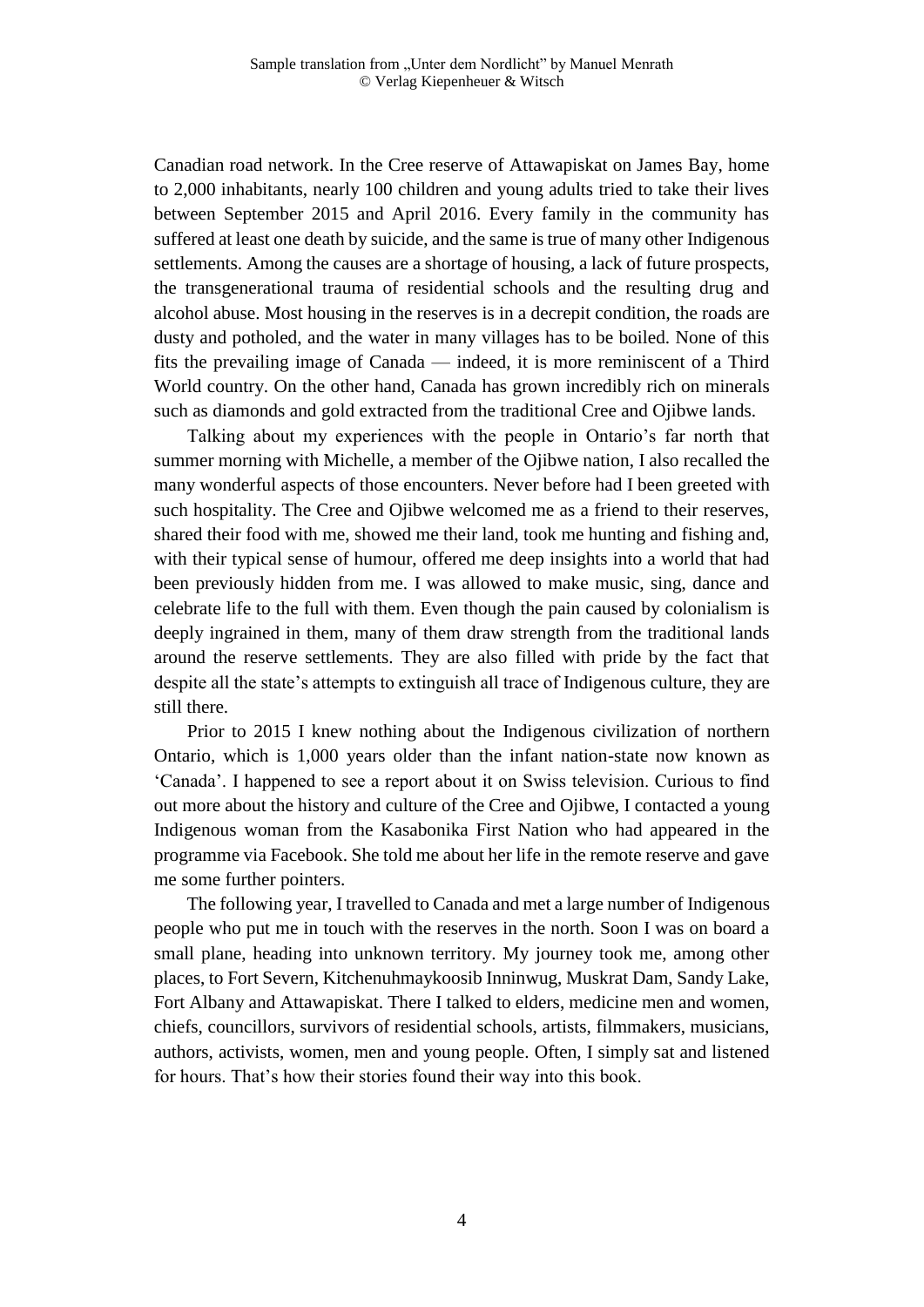Canadian road network. In the Cree reserve of Attawapiskat on James Bay, home to 2,000 inhabitants, nearly 100 children and young adults tried to take their lives between September 2015 and April 2016. Every family in the community has suffered at least one death by suicide, and the same is true of many other Indigenous settlements. Among the causes are a shortage of housing, a lack of future prospects, the transgenerational trauma of residential schools and the resulting drug and alcohol abuse. Most housing in the reserves is in a decrepit condition, the roads are dusty and potholed, and the water in many villages has to be boiled. None of this fits the prevailing image of Canada — indeed, it is more reminiscent of a Third World country. On the other hand, Canada has grown incredibly rich on minerals such as diamonds and gold extracted from the traditional Cree and Ojibwe lands.

Talking about my experiences with the people in Ontario's far north that summer morning with Michelle, a member of the Ojibwe nation, I also recalled the many wonderful aspects of those encounters. Never before had I been greeted with such hospitality. The Cree and Ojibwe welcomed me as a friend to their reserves, shared their food with me, showed me their land, took me hunting and fishing and, with their typical sense of humour, offered me deep insights into a world that had been previously hidden from me. I was allowed to make music, sing, dance and celebrate life to the full with them. Even though the pain caused by colonialism is deeply ingrained in them, many of them draw strength from the traditional lands around the reserve settlements. They are also filled with pride by the fact that despite all the state's attempts to extinguish all trace of Indigenous culture, they are still there.

Prior to 2015 I knew nothing about the Indigenous civilization of northern Ontario, which is 1,000 years older than the infant nation-state now known as 'Canada'. I happened to see a report about it on Swiss television. Curious to find out more about the history and culture of the Cree and Ojibwe, I contacted a young Indigenous woman from the Kasabonika First Nation who had appeared in the programme via Facebook. She told me about her life in the remote reserve and gave me some further pointers.

The following year, I travelled to Canada and met a large number of Indigenous people who put me in touch with the reserves in the north. Soon I was on board a small plane, heading into unknown territory. My journey took me, among other places, to Fort Severn, Kitchenuhmaykoosib Inninwug, Muskrat Dam, Sandy Lake, Fort Albany and Attawapiskat. There I talked to elders, medicine men and women, chiefs, councillors, survivors of residential schools, artists, filmmakers, musicians, authors, activists, women, men and young people. Often, I simply sat and listened for hours. That's how their stories found their way into this book.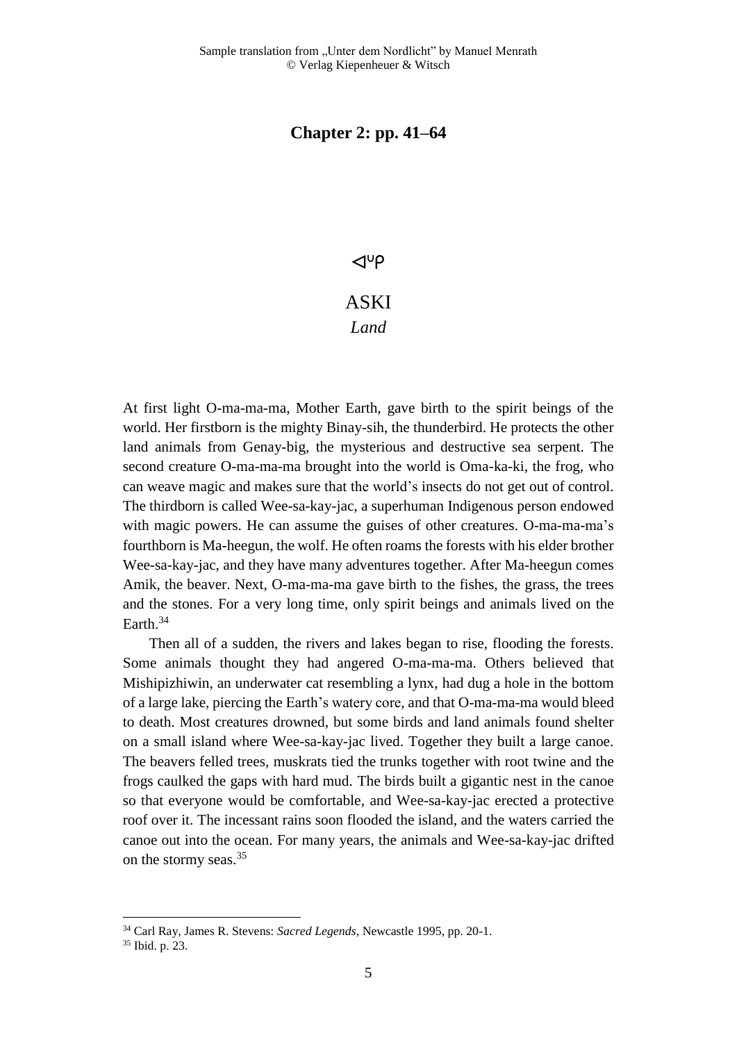## Chapter 2: pp. 41–64

ᐊᐢᑭ

# ASKI

*Land*

At first light O-ma-ma-ma, Mother Earth, gave birth to the spirit beings of the world. Her firstborn is the mighty Binay-sih, the thunderbird. He protects the other land animals from Genay-big, the mysterious and destructive sea serpent. The second creature O-ma-ma-ma brought into the world is Oma-ka-ki, the frog, who can weave magic and makes sure that the world's insects do not get out of control. The thirdborn is called Wee-sa-kay-jac, a superhuman Indigenous person endowed with magic powers. He can assume the guises of other creatures. O-ma-ma-ma's fourthborn is Ma-heegun, the wolf. He often roams the forests with his elder brother Wee-sa-kay-jac, and they have many adventures together. After Ma-heegun comes Amik, the beaver. Next, O-ma-ma-ma gave birth to the fishes, the grass, the trees and the stones. For a very long time, only spirit beings and animals lived on the Earth.[34]

Then all of a sudden, the rivers and lakes began to rise, flooding the forests. Some animals thought they had angered O-ma-ma-ma. Others believed that Mishipizhiwin, an underwater cat resembling a lynx, had dug a hole in the bottom of a large lake, piercing the Earth's watery core, and that O-ma-ma-ma would bleed to death. Most creatures drowned, but some birds and land animals found shelter on a small island where Wee-sa-kay-jac lived. Together they built a large canoe. The beavers felled trees, muskrats tied the trunks together with root twine and the frogs caulked the gaps with hard mud. The birds built a gigantic nest in the canoe so that everyone would be comfortable, and Wee-sa-kay-jac erected a protective roof over it. The incessant rains soon flooded the island, and the waters carried the canoe out into the ocean. For many years, the animals and Wee-sa-kay-jac drifted on the stormy seas.[35]

---

[34] Carl Ray, James R. Stevens: *Sacred Legends*, Newcastle 1995, pp. 20-1.

[35] Ibid. p. 23.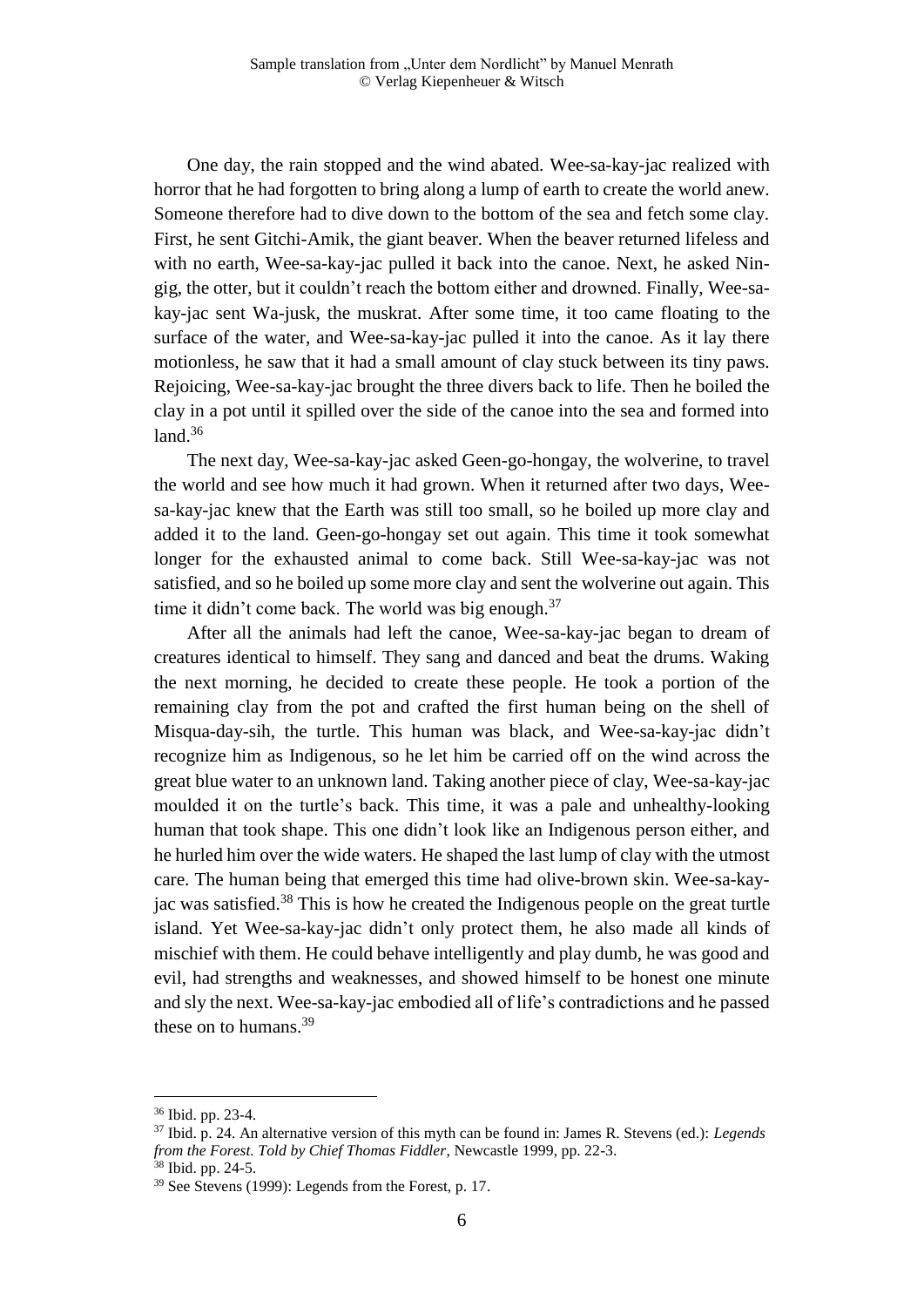One day, the rain stopped and the wind abated. Wee-sa-kay-jac realized with horror that he had forgotten to bring along a lump of earth to create the world anew. Someone therefore had to dive down to the bottom of the sea and fetch some clay. First, he sent Gitchi-Amik, the giant beaver. When the beaver returned lifeless and with no earth, Wee-sa-kay-jac pulled it back into the canoe. Next, he asked Nin-gig, the otter, but it couldn't reach the bottom either and drowned. Finally, Wee-sa-kay-jac sent Wa-jusk, the muskrat. After some time, it too came floating to the surface of the water, and Wee-sa-kay-jac pulled it into the canoe. As it lay there motionless, he saw that it had a small amount of clay stuck between its tiny paws. Rejoicing, Wee-sa-kay-jac brought the three divers back to life. Then he boiled the clay in a pot until it spilled over the side of the canoe into the sea and formed into land.[36]

The next day, Wee-sa-kay-jac asked Geen-go-hongay, the wolverine, to travel the world and see how much it had grown. When it returned after two days, Wee-sa-kay-jac knew that the Earth was still too small, so he boiled up more clay and added it to the land. Geen-go-hongay set out again. This time it took somewhat longer for the exhausted animal to come back. Still Wee-sa-kay-jac was not satisfied, and so he boiled up some more clay and sent the wolverine out again. This time it didn't come back. The world was big enough.[37]

After all the animals had left the canoe, Wee-sa-kay-jac began to dream of creatures identical to himself. They sang and danced and beat the drums. Waking the next morning, he decided to create these people. He took a portion of the remaining clay from the pot and crafted the first human being on the shell of Misqua-day-sih, the turtle. This human was black, and Wee-sa-kay-jac didn't recognize him as Indigenous, so he let him be carried off on the wind across the great blue water to an unknown land. Taking another piece of clay, Wee-sa-kay-jac moulded it on the turtle's back. This time, it was a pale and unhealthy-looking human that took shape. This one didn't look like an Indigenous person either, and he hurled him over the wide waters. He shaped the last lump of clay with the utmost care. The human being that emerged this time had olive-brown skin. Wee-sa-kay-jac was satisfied.[38] This is how he created the Indigenous people on the great turtle island. Yet Wee-sa-kay-jac didn't only protect them, he also made all kinds of mischief with them. He could behave intelligently and play dumb, he was good and evil, had strengths and weaknesses, and showed himself to be honest one minute and sly the next. Wee-sa-kay-jac embodied all of life's contradictions and he passed these on to humans.[39]

---

[36] Ibid. pp. 23-4.

[37] Ibid. p. 24. An alternative version of this myth can be found in: James R. Stevens (ed.): *Legends from the Forest. Told by Chief Thomas Fiddler*, Newcastle 1999, pp. 22-3.

[38] Ibid. pp. 24-5.

[39] See Stevens (1999): Legends from the Forest, p. 17.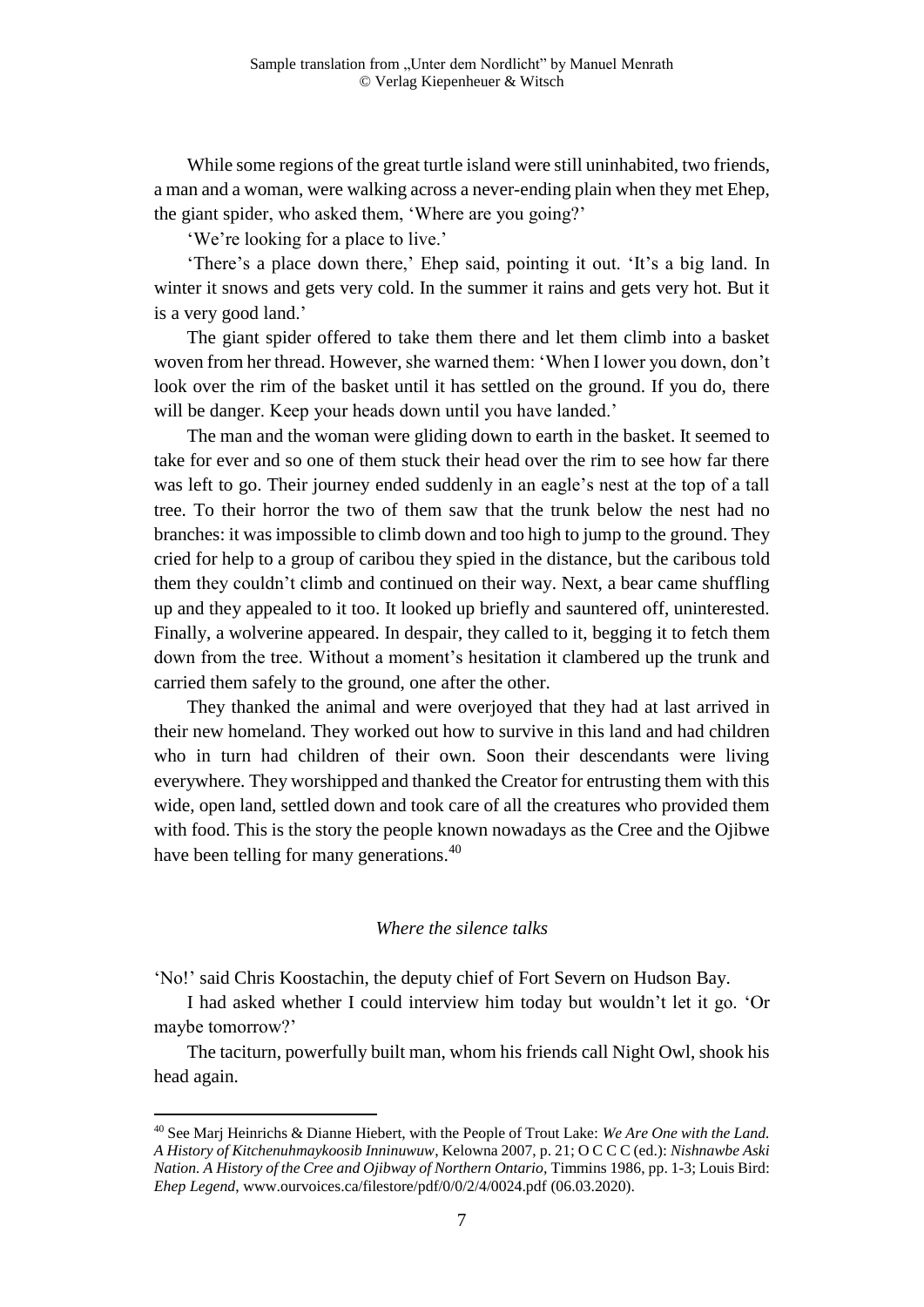While some regions of the great turtle island were still uninhabited, two friends, a man and a woman, were walking across a never-ending plain when they met Ehep, the giant spider, who asked them, 'Where are you going?'

'We're looking for a place to live.'

'There's a place down there,' Ehep said, pointing it out. 'It's a big land. In winter it snows and gets very cold. In the summer it rains and gets very hot. But it is a very good land.'

The giant spider offered to take them there and let them climb into a basket woven from her thread. However, she warned them: 'When I lower you down, don't look over the rim of the basket until it has settled on the ground. If you do, there will be danger. Keep your heads down until you have landed.'

The man and the woman were gliding down to earth in the basket. It seemed to take for ever and so one of them stuck their head over the rim to see how far there was left to go. Their journey ended suddenly in an eagle's nest at the top of a tall tree. To their horror the two of them saw that the trunk below the nest had no branches: it was impossible to climb down and too high to jump to the ground. They cried for help to a group of caribou they spied in the distance, but the caribous told them they couldn't climb and continued on their way. Next, a bear came shuffling up and they appealed to it too. It looked up briefly and sauntered off, uninterested. Finally, a wolverine appeared. In despair, they called to it, begging it to fetch them down from the tree. Without a moment's hesitation it clambered up the trunk and carried them safely to the ground, one after the other.

They thanked the animal and were overjoyed that they had at last arrived in their new homeland. They worked out how to survive in this land and had children who in turn had children of their own. Soon their descendants were living everywhere. They worshipped and thanked the Creator for entrusting them with this wide, open land, settled down and took care of all the creatures who provided them with food. This is the story the people known nowadays as the Cree and the Ojibwe have been telling for many generations.[40]

## *Where the silence talks*

'No!' said Chris Koostachin, the deputy chief of Fort Severn on Hudson Bay.

I had asked whether I could interview him today but wouldn't let it go. 'Or maybe tomorrow?'

The taciturn, powerfully built man, whom his friends call Night Owl, shook his head again.

---

[40] See Marj Heinrichs & Dianne Hiebert, with the People of Trout Lake: *We Are One with the Land. A History of Kitchenuhmaykoosib Inninuwuw*, Kelowna 2007, p. 21; O C C C (ed.): *Nishnawbe Aski Nation. A History of the Cree and Ojibway of Northern Ontario*, Timmins 1986, pp. 1-3; Louis Bird: *Ehep Legend*, www.ourvoices.ca/filestore/pdf/0/0/2/4/0024.pdf (06.03.2020).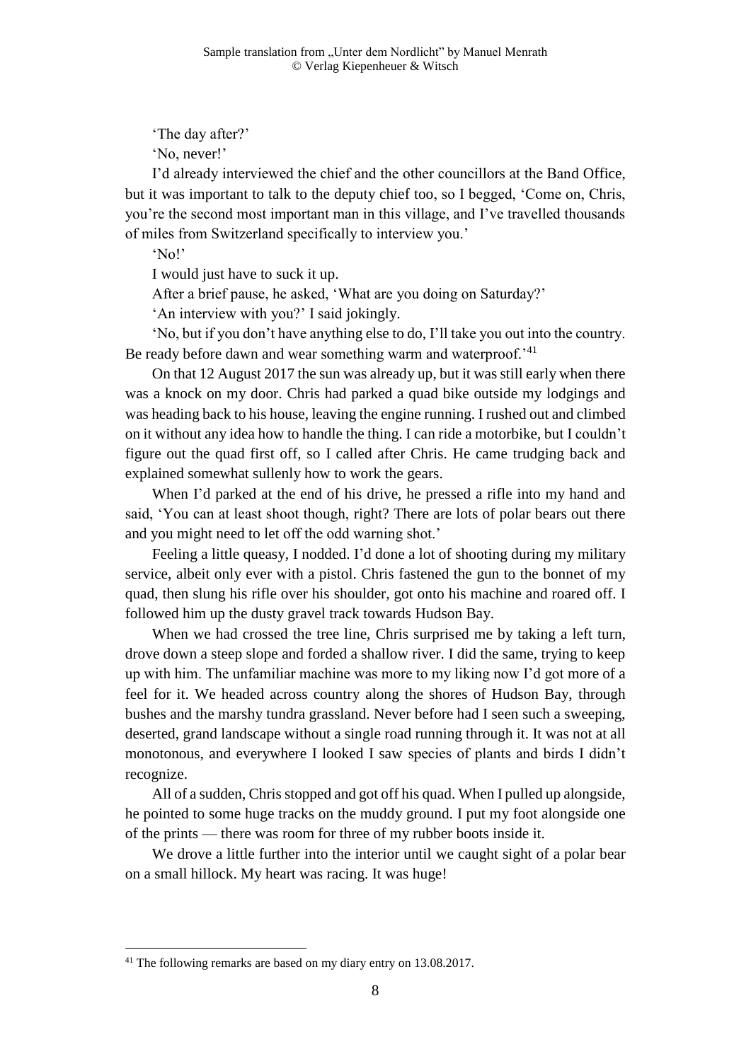'The day after?'

'No, never!'

I'd already interviewed the chief and the other councillors at the Band Office, but it was important to talk to the deputy chief too, so I begged, 'Come on, Chris, you're the second most important man in this village, and I've travelled thousands of miles from Switzerland specifically to interview you.'

'No!'

I would just have to suck it up.

After a brief pause, he asked, 'What are you doing on Saturday?'

'An interview with you?' I said jokingly.

'No, but if you don't have anything else to do, I'll take you out into the country. Be ready before dawn and wear something warm and waterproof.'[41]

On that 12 August 2017 the sun was already up, but it was still early when there was a knock on my door. Chris had parked a quad bike outside my lodgings and was heading back to his house, leaving the engine running. I rushed out and climbed on it without any idea how to handle the thing. I can ride a motorbike, but I couldn't figure out the quad first off, so I called after Chris. He came trudging back and explained somewhat sullenly how to work the gears.

When I'd parked at the end of his drive, he pressed a rifle into my hand and said, 'You can at least shoot though, right? There are lots of polar bears out there and you might need to let off the odd warning shot.'

Feeling a little queasy, I nodded. I'd done a lot of shooting during my military service, albeit only ever with a pistol. Chris fastened the gun to the bonnet of my quad, then slung his rifle over his shoulder, got onto his machine and roared off. I followed him up the dusty gravel track towards Hudson Bay.

When we had crossed the tree line, Chris surprised me by taking a left turn, drove down a steep slope and forded a shallow river. I did the same, trying to keep up with him. The unfamiliar machine was more to my liking now I'd got more of a feel for it. We headed across country along the shores of Hudson Bay, through bushes and the marshy tundra grassland. Never before had I seen such a sweeping, deserted, grand landscape without a single road running through it. It was not at all monotonous, and everywhere I looked I saw species of plants and birds I didn't recognize.

All of a sudden, Chris stopped and got off his quad. When I pulled up alongside, he pointed to some huge tracks on the muddy ground. I put my foot alongside one of the prints — there was room for three of my rubber boots inside it.

We drove a little further into the interior until we caught sight of a polar bear on a small hillock. My heart was racing. It was huge!

[41] The following remarks are based on my diary entry on 13.08.2017.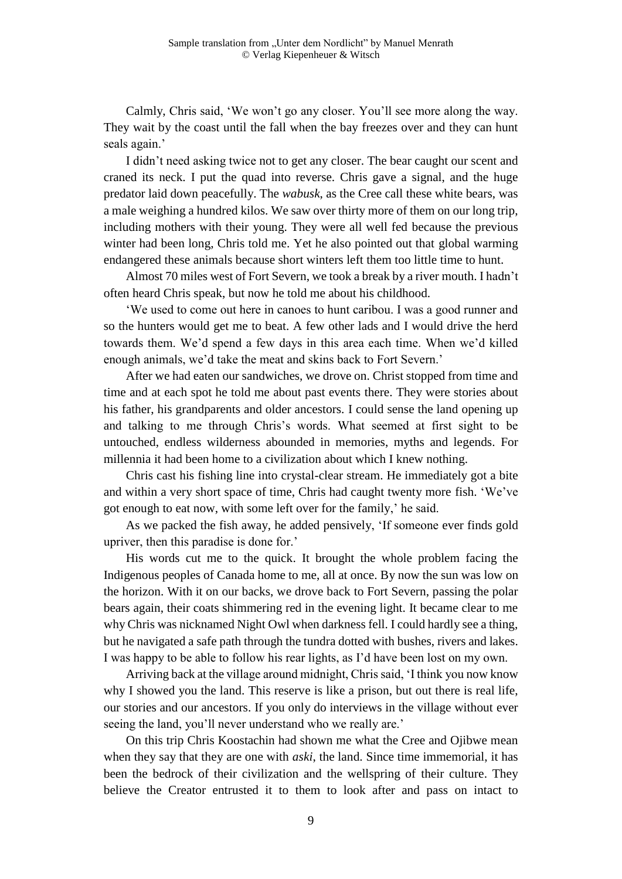Calmly, Chris said, 'We won't go any closer. You'll see more along the way. They wait by the coast until the fall when the bay freezes over and they can hunt seals again.'

I didn't need asking twice not to get any closer. The bear caught our scent and craned its neck. I put the quad into reverse. Chris gave a signal, and the huge predator laid down peacefully. The *wabusk*, as the Cree call these white bears, was a male weighing a hundred kilos. We saw over thirty more of them on our long trip, including mothers with their young. They were all well fed because the previous winter had been long, Chris told me. Yet he also pointed out that global warming endangered these animals because short winters left them too little time to hunt.

Almost 70 miles west of Fort Severn, we took a break by a river mouth. I hadn't often heard Chris speak, but now he told me about his childhood.

'We used to come out here in canoes to hunt caribou. I was a good runner and so the hunters would get me to beat. A few other lads and I would drive the herd towards them. We'd spend a few days in this area each time. When we'd killed enough animals, we'd take the meat and skins back to Fort Severn.'

After we had eaten our sandwiches, we drove on. Christ stopped from time and time and at each spot he told me about past events there. They were stories about his father, his grandparents and older ancestors. I could sense the land opening up and talking to me through Chris's words. What seemed at first sight to be untouched, endless wilderness abounded in memories, myths and legends. For millennia it had been home to a civilization about which I knew nothing.

Chris cast his fishing line into crystal-clear stream. He immediately got a bite and within a very short space of time, Chris had caught twenty more fish. 'We've got enough to eat now, with some left over for the family,' he said.

As we packed the fish away, he added pensively, 'If someone ever finds gold upriver, then this paradise is done for.'

His words cut me to the quick. It brought the whole problem facing the Indigenous peoples of Canada home to me, all at once. By now the sun was low on the horizon. With it on our backs, we drove back to Fort Severn, passing the polar bears again, their coats shimmering red in the evening light. It became clear to me why Chris was nicknamed Night Owl when darkness fell. I could hardly see a thing, but he navigated a safe path through the tundra dotted with bushes, rivers and lakes. I was happy to be able to follow his rear lights, as I'd have been lost on my own.

Arriving back at the village around midnight, Chris said, 'I think you now know why I showed you the land. This reserve is like a prison, but out there is real life, our stories and our ancestors. If you only do interviews in the village without ever seeing the land, you'll never understand who we really are.'

On this trip Chris Koostachin had shown me what the Cree and Ojibwe mean when they say that they are one with *aski*, the land. Since time immemorial, it has been the bedrock of their civilization and the wellspring of their culture. They believe the Creator entrusted it to them to look after and pass on intact to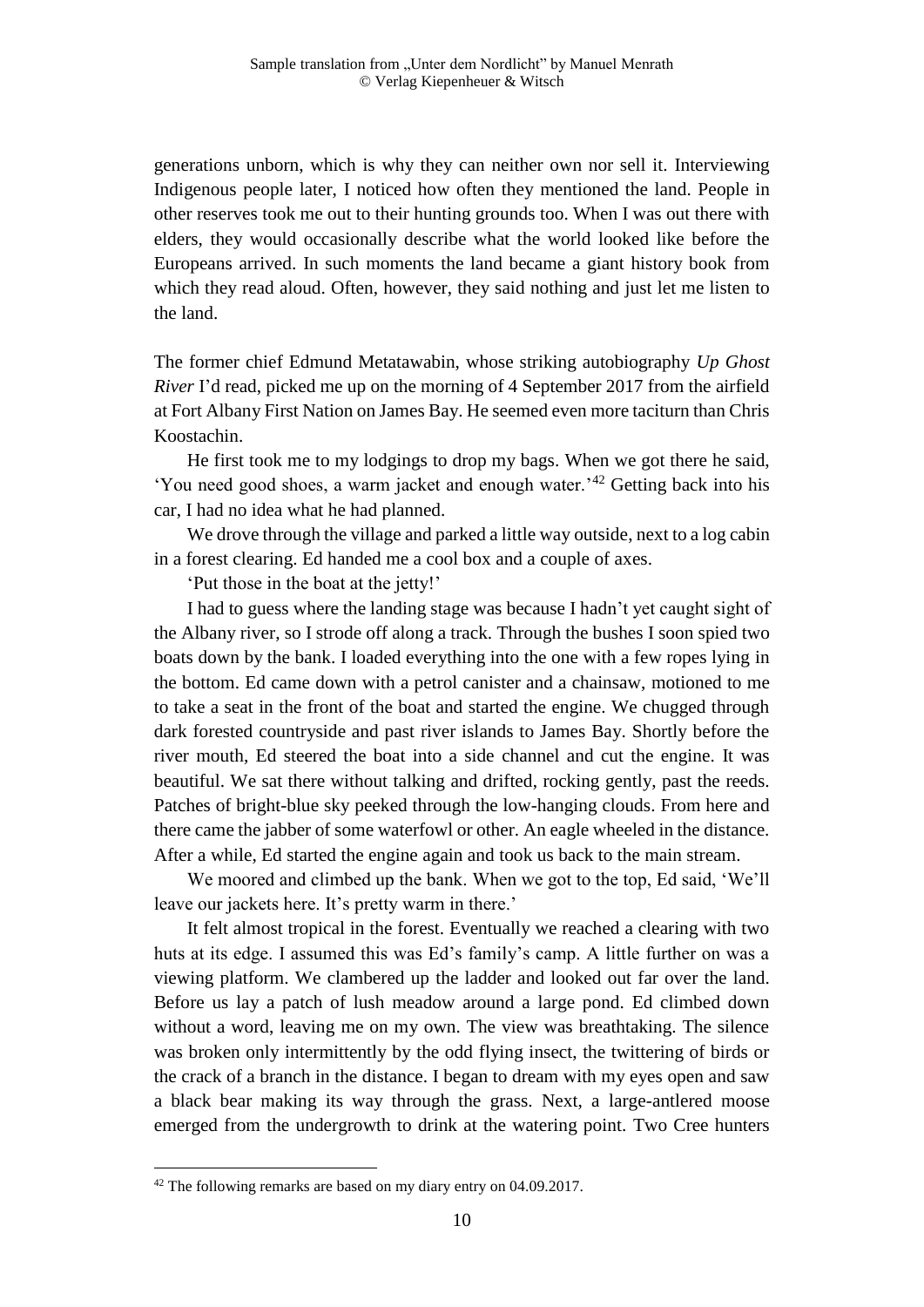generations unborn, which is why they can neither own nor sell it. Interviewing Indigenous people later, I noticed how often they mentioned the land. People in other reserves took me out to their hunting grounds too. When I was out there with elders, they would occasionally describe what the world looked like before the Europeans arrived. In such moments the land became a giant history book from which they read aloud. Often, however, they said nothing and just let me listen to the land.

The former chief Edmund Metatawabin, whose striking autobiography *Up Ghost River* I'd read, picked me up on the morning of 4 September 2017 from the airfield at Fort Albany First Nation on James Bay. He seemed even more taciturn than Chris Koostachin.

He first took me to my lodgings to drop my bags. When we got there he said, 'You need good shoes, a warm jacket and enough water.'[42] Getting back into his car, I had no idea what he had planned.

We drove through the village and parked a little way outside, next to a log cabin in a forest clearing. Ed handed me a cool box and a couple of axes.

'Put those in the boat at the jetty!'

I had to guess where the landing stage was because I hadn't yet caught sight of the Albany river, so I strode off along a track. Through the bushes I soon spied two boats down by the bank. I loaded everything into the one with a few ropes lying in the bottom. Ed came down with a petrol canister and a chainsaw, motioned to me to take a seat in the front of the boat and started the engine. We chugged through dark forested countryside and past river islands to James Bay. Shortly before the river mouth, Ed steered the boat into a side channel and cut the engine. It was beautiful. We sat there without talking and drifted, rocking gently, past the reeds. Patches of bright-blue sky peeked through the low-hanging clouds. From here and there came the jabber of some waterfowl or other. An eagle wheeled in the distance. After a while, Ed started the engine again and took us back to the main stream.

We moored and climbed up the bank. When we got to the top, Ed said, 'We'll leave our jackets here. It's pretty warm in there.'

It felt almost tropical in the forest. Eventually we reached a clearing with two huts at its edge. I assumed this was Ed's family's camp. A little further on was a viewing platform. We clambered up the ladder and looked out far over the land. Before us lay a patch of lush meadow around a large pond. Ed climbed down without a word, leaving me on my own. The view was breathtaking. The silence was broken only intermittently by the odd flying insect, the twittering of birds or the crack of a branch in the distance. I began to dream with my eyes open and saw a black bear making its way through the grass. Next, a large-antlered moose emerged from the undergrowth to drink at the watering point. Two Cree hunters

[42] The following remarks are based on my diary entry on 04.09.2017.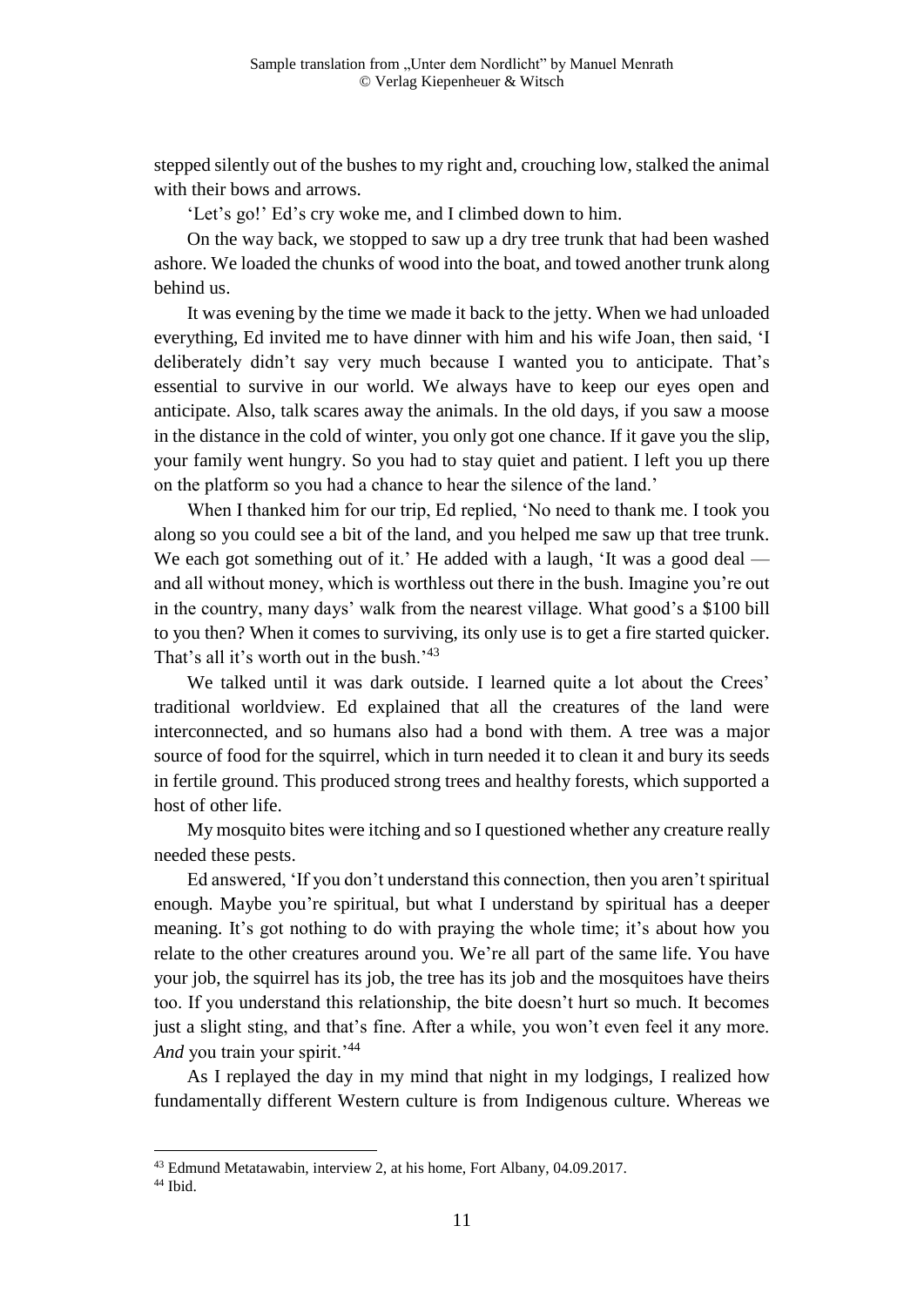stepped silently out of the bushes to my right and, crouching low, stalked the animal with their bows and arrows.

'Let's go!' Ed's cry woke me, and I climbed down to him.

On the way back, we stopped to saw up a dry tree trunk that had been washed ashore. We loaded the chunks of wood into the boat, and towed another trunk along behind us.

It was evening by the time we made it back to the jetty. When we had unloaded everything, Ed invited me to have dinner with him and his wife Joan, then said, 'I deliberately didn't say very much because I wanted you to anticipate. That's essential to survive in our world. We always have to keep our eyes open and anticipate. Also, talk scares away the animals. In the old days, if you saw a moose in the distance in the cold of winter, you only got one chance. If it gave you the slip, your family went hungry. So you had to stay quiet and patient. I left you up there on the platform so you had a chance to hear the silence of the land.'

When I thanked him for our trip, Ed replied, 'No need to thank me. I took you along so you could see a bit of the land, and you helped me saw up that tree trunk. We each got something out of it.' He added with a laugh, 'It was a good deal — and all without money, which is worthless out there in the bush. Imagine you're out in the country, many days' walk from the nearest village. What good's a $100 bill to you then? When it comes to surviving, its only use is to get a fire started quicker. That's all it's worth out in the bush.'[43]

We talked until it was dark outside. I learned quite a lot about the Crees' traditional worldview. Ed explained that all the creatures of the land were interconnected, and so humans also had a bond with them. A tree was a major source of food for the squirrel, which in turn needed it to clean it and bury its seeds in fertile ground. This produced strong trees and healthy forests, which supported a host of other life.

My mosquito bites were itching and so I questioned whether any creature really needed these pests.

Ed answered, 'If you don't understand this connection, then you aren't spiritual enough. Maybe you're spiritual, but what I understand by spiritual has a deeper meaning. It's got nothing to do with praying the whole time; it's about how you relate to the other creatures around you. We're all part of the same life. You have your job, the squirrel has its job, the tree has its job and the mosquitoes have theirs too. If you understand this relationship, the bite doesn't hurt so much. It becomes just a slight sting, and that's fine. After a while, you won't even feel it any more. *And* you train your spirit.'[44]

As I replayed the day in my mind that night in my lodgings, I realized how fundamentally different Western culture is from Indigenous culture. Whereas we

---

[43] Edmund Metatawabin, interview 2, at his home, Fort Albany, 04.09.2017.

[44] Ibid.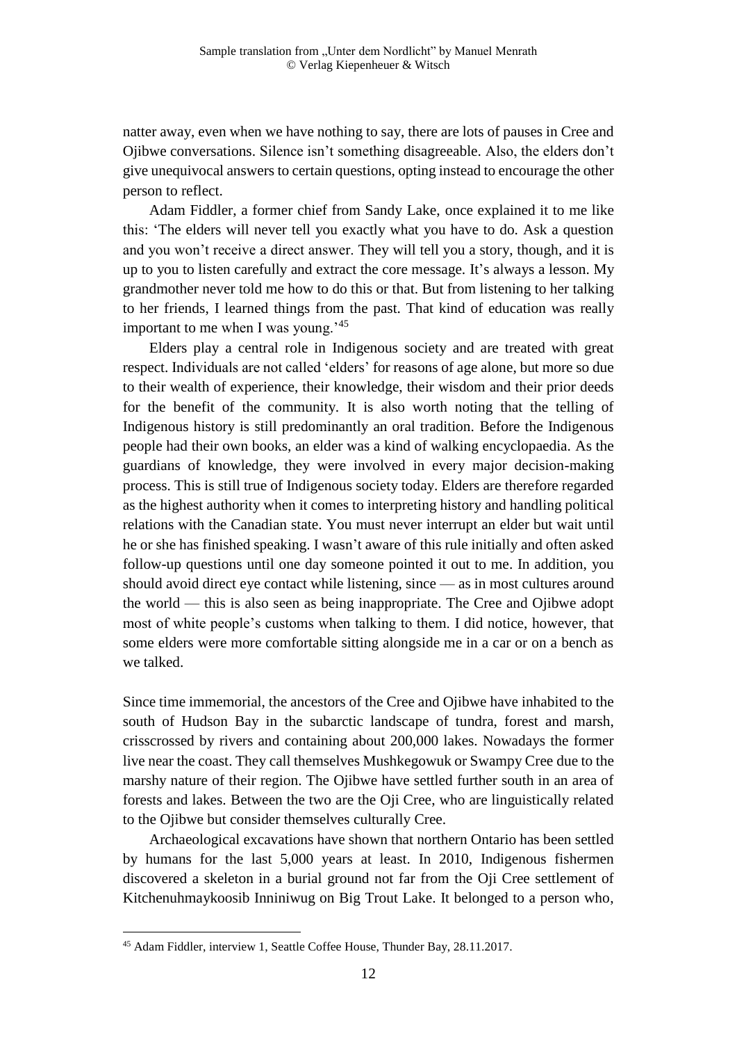natter away, even when we have nothing to say, there are lots of pauses in Cree and Ojibwe conversations. Silence isn't something disagreeable. Also, the elders don't give unequivocal answers to certain questions, opting instead to encourage the other person to reflect.

Adam Fiddler, a former chief from Sandy Lake, once explained it to me like this: 'The elders will never tell you exactly what you have to do. Ask a question and you won't receive a direct answer. They will tell you a story, though, and it is up to you to listen carefully and extract the core message. It's always a lesson. My grandmother never told me how to do this or that. But from listening to her talking to her friends, I learned things from the past. That kind of education was really important to me when I was young.'[45]

Elders play a central role in Indigenous society and are treated with great respect. Individuals are not called 'elders' for reasons of age alone, but more so due to their wealth of experience, their knowledge, their wisdom and their prior deeds for the benefit of the community. It is also worth noting that the telling of Indigenous history is still predominantly an oral tradition. Before the Indigenous people had their own books, an elder was a kind of walking encyclopaedia. As the guardians of knowledge, they were involved in every major decision-making process. This is still true of Indigenous society today. Elders are therefore regarded as the highest authority when it comes to interpreting history and handling political relations with the Canadian state. You must never interrupt an elder but wait until he or she has finished speaking. I wasn't aware of this rule initially and often asked follow-up questions until one day someone pointed it out to me. In addition, you should avoid direct eye contact while listening, since — as in most cultures around the world — this is also seen as being inappropriate. The Cree and Ojibwe adopt most of white people's customs when talking to them. I did notice, however, that some elders were more comfortable sitting alongside me in a car or on a bench as we talked.

Since time immemorial, the ancestors of the Cree and Ojibwe have inhabited to the south of Hudson Bay in the subarctic landscape of tundra, forest and marsh, crisscrossed by rivers and containing about 200,000 lakes. Nowadays the former live near the coast. They call themselves Mushkegowuk or Swampy Cree due to the marshy nature of their region. The Ojibwe have settled further south in an area of forests and lakes. Between the two are the Oji Cree, who are linguistically related to the Ojibwe but consider themselves culturally Cree.

Archaeological excavations have shown that northern Ontario has been settled by humans for the last 5,000 years at least. In 2010, Indigenous fishermen discovered a skeleton in a burial ground not far from the Oji Cree settlement of Kitchenuhmaykoosib Inniniwug on Big Trout Lake. It belonged to a person who,

[45] Adam Fiddler, interview 1, Seattle Coffee House, Thunder Bay, 28.11.2017.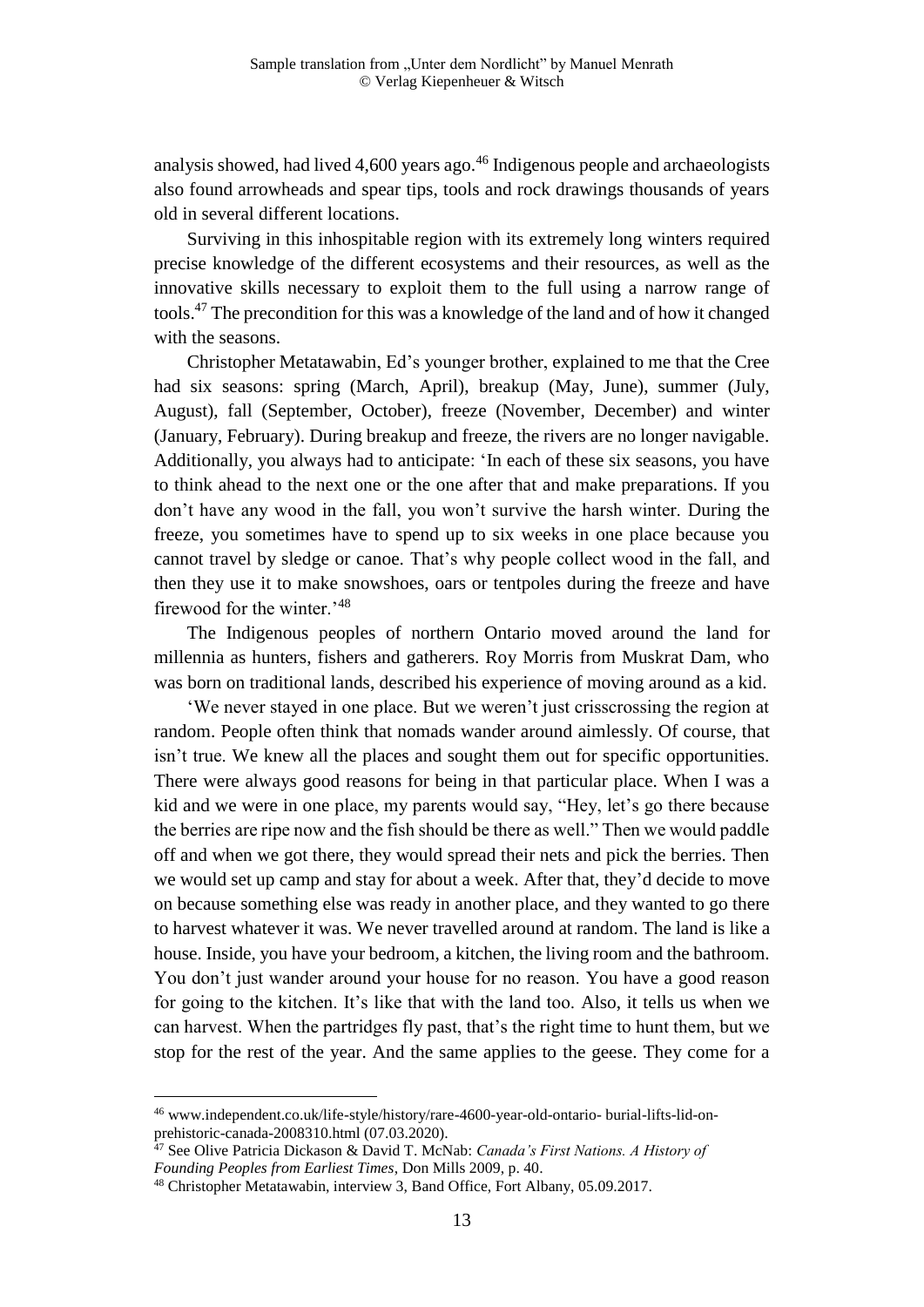analysis showed, had lived 4,600 years ago.[46] Indigenous people and archaeologists also found arrowheads and spear tips, tools and rock drawings thousands of years old in several different locations.

Surviving in this inhospitable region with its extremely long winters required precise knowledge of the different ecosystems and their resources, as well as the innovative skills necessary to exploit them to the full using a narrow range of tools.[47] The precondition for this was a knowledge of the land and of how it changed with the seasons.

Christopher Metatawabin, Ed's younger brother, explained to me that the Cree had six seasons: spring (March, April), breakup (May, June), summer (July, August), fall (September, October), freeze (November, December) and winter (January, February). During breakup and freeze, the rivers are no longer navigable. Additionally, you always had to anticipate: 'In each of these six seasons, you have to think ahead to the next one or the one after that and make preparations. If you don't have any wood in the fall, you won't survive the harsh winter. During the freeze, you sometimes have to spend up to six weeks in one place because you cannot travel by sledge or canoe. That's why people collect wood in the fall, and then they use it to make snowshoes, oars or tentpoles during the freeze and have firewood for the winter.'[48]

The Indigenous peoples of northern Ontario moved around the land for millennia as hunters, fishers and gatherers. Roy Morris from Muskrat Dam, who was born on traditional lands, described his experience of moving around as a kid.

'We never stayed in one place. But we weren't just crisscrossing the region at random. People often think that nomads wander around aimlessly. Of course, that isn't true. We knew all the places and sought them out for specific opportunities. There were always good reasons for being in that particular place. When I was a kid and we were in one place, my parents would say, "Hey, let's go there because the berries are ripe now and the fish should be there as well." Then we would paddle off and when we got there, they would spread their nets and pick the berries. Then we would set up camp and stay for about a week. After that, they'd decide to move on because something else was ready in another place, and they wanted to go there to harvest whatever it was. We never travelled around at random. The land is like a house. Inside, you have your bedroom, a kitchen, the living room and the bathroom. You don't just wander around your house for no reason. You have a good reason for going to the kitchen. It's like that with the land too. Also, it tells us when we can harvest. When the partridges fly past, that's the right time to hunt them, but we stop for the rest of the year. And the same applies to the geese. They come for a

---

[46] www.independent.co.uk/life-style/history/rare-4600-year-old-ontario- burial-lifts-lid-on-prehistoric-canada-2008310.html (07.03.2020).

[47] See Olive Patricia Dickason & David T. McNab: *Canada's First Nations. A History of Founding Peoples from Earliest Times*, Don Mills 2009, p. 40.

[48] Christopher Metatawabin, interview 3, Band Office, Fort Albany, 05.09.2017.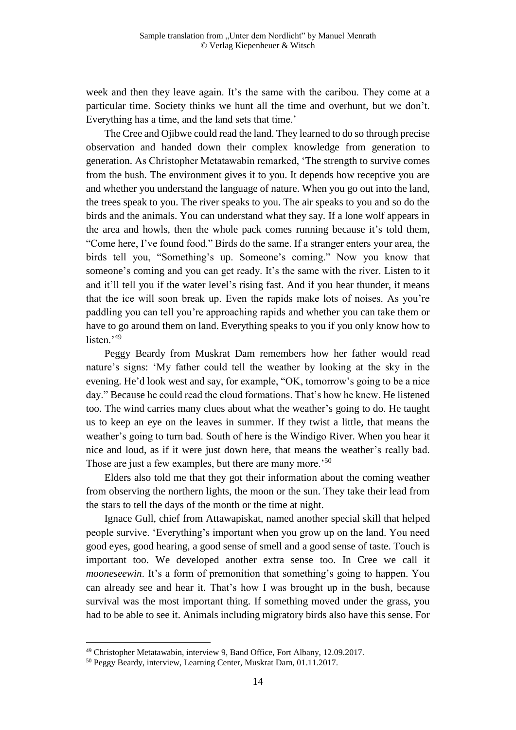week and then they leave again. It's the same with the caribou. They come at a particular time. Society thinks we hunt all the time and overhunt, but we don't. Everything has a time, and the land sets that time.'

The Cree and Ojibwe could read the land. They learned to do so through precise observation and handed down their complex knowledge from generation to generation. As Christopher Metatawabin remarked, 'The strength to survive comes from the bush. The environment gives it to you. It depends how receptive you are and whether you understand the language of nature. When you go out into the land, the trees speak to you. The river speaks to you. The air speaks to you and so do the birds and the animals. You can understand what they say. If a lone wolf appears in the area and howls, then the whole pack comes running because it's told them, "Come here, I've found food." Birds do the same. If a stranger enters your area, the birds tell you, "Something's up. Someone's coming." Now you know that someone's coming and you can get ready. It's the same with the river. Listen to it and it'll tell you if the water level's rising fast. And if you hear thunder, it means that the ice will soon break up. Even the rapids make lots of noises. As you're paddling you can tell you're approaching rapids and whether you can take them or have to go around them on land. Everything speaks to you if you only know how to listen.'[49]

Peggy Beardy from Muskrat Dam remembers how her father would read nature's signs: 'My father could tell the weather by looking at the sky in the evening. He'd look west and say, for example, "OK, tomorrow's going to be a nice day." Because he could read the cloud formations. That's how he knew. He listened too. The wind carries many clues about what the weather's going to do. He taught us to keep an eye on the leaves in summer. If they twist a little, that means the weather's going to turn bad. South of here is the Windigo River. When you hear it nice and loud, as if it were just down here, that means the weather's really bad. Those are just a few examples, but there are many more.'[50]

Elders also told me that they got their information about the coming weather from observing the northern lights, the moon or the sun. They take their lead from the stars to tell the days of the month or the time at night.

Ignace Gull, chief from Attawapiskat, named another special skill that helped people survive. 'Everything's important when you grow up on the land. You need good eyes, good hearing, a good sense of smell and a good sense of taste. Touch is important too. We developed another extra sense too. In Cree we call it *mooneseewin*. It's a form of premonition that something's going to happen. You can already see and hear it. That's how I was brought up in the bush, because survival was the most important thing. If something moved under the grass, you had to be able to see it. Animals including migratory birds also have this sense. For

---

[49] Christopher Metatawabin, interview 9, Band Office, Fort Albany, 12.09.2017.

[50] Peggy Beardy, interview, Learning Center, Muskrat Dam, 01.11.2017.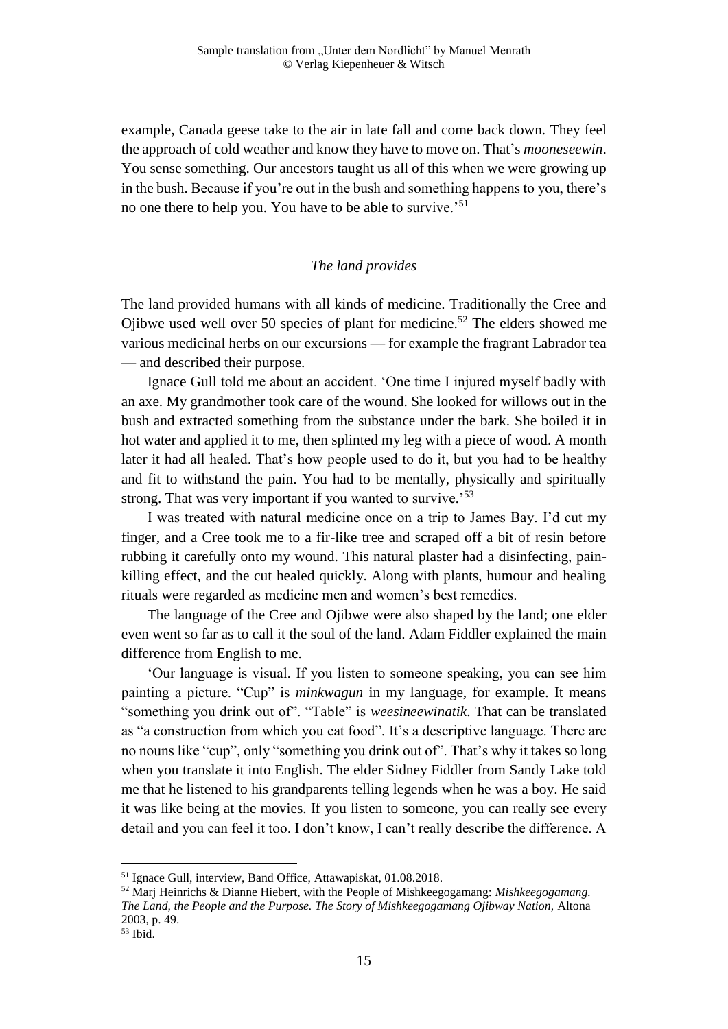example, Canada geese take to the air in late fall and come back down. They feel the approach of cold weather and know they have to move on. That's *mooneseewin*. You sense something. Our ancestors taught us all of this when we were growing up in the bush. Because if you're out in the bush and something happens to you, there's no one there to help you. You have to be able to survive.'[51]

### *The land provides*

The land provided humans with all kinds of medicine. Traditionally the Cree and Ojibwe used well over 50 species of plant for medicine.[52] The elders showed me various medicinal herbs on our excursions — for example the fragrant Labrador tea — and described their purpose.

Ignace Gull told me about an accident. 'One time I injured myself badly with an axe. My grandmother took care of the wound. She looked for willows out in the bush and extracted something from the substance under the bark. She boiled it in hot water and applied it to me, then splinted my leg with a piece of wood. A month later it had all healed. That's how people used to do it, but you had to be healthy and fit to withstand the pain. You had to be mentally, physically and spiritually strong. That was very important if you wanted to survive.'[53]

I was treated with natural medicine once on a trip to James Bay. I'd cut my finger, and a Cree took me to a fir-like tree and scraped off a bit of resin before rubbing it carefully onto my wound. This natural plaster had a disinfecting, pain-killing effect, and the cut healed quickly. Along with plants, humour and healing rituals were regarded as medicine men and women's best remedies.

The language of the Cree and Ojibwe were also shaped by the land; one elder even went so far as to call it the soul of the land. Adam Fiddler explained the main difference from English to me.

'Our language is visual. If you listen to someone speaking, you can see him painting a picture. "Cup" is *minkwagun* in my language, for example. It means "something you drink out of". "Table" is *weesineewinatik*. That can be translated as "a construction from which you eat food". It's a descriptive language. There are no nouns like "cup", only "something you drink out of". That's why it takes so long when you translate it into English. The elder Sidney Fiddler from Sandy Lake told me that he listened to his grandparents telling legends when he was a boy. He said it was like being at the movies. If you listen to someone, you can really see every detail and you can feel it too. I don't know, I can't really describe the difference. A

---

[51] Ignace Gull, interview, Band Office, Attawapiskat, 01.08.2018.

[52] Marj Heinrichs & Dianne Hiebert, with the People of Mishkeegogamang: *Mishkeegogamang. The Land, the People and the Purpose. The Story of Mishkeegogamang Ojibway Nation,* Altona 2003, p. 49.

[53] Ibid.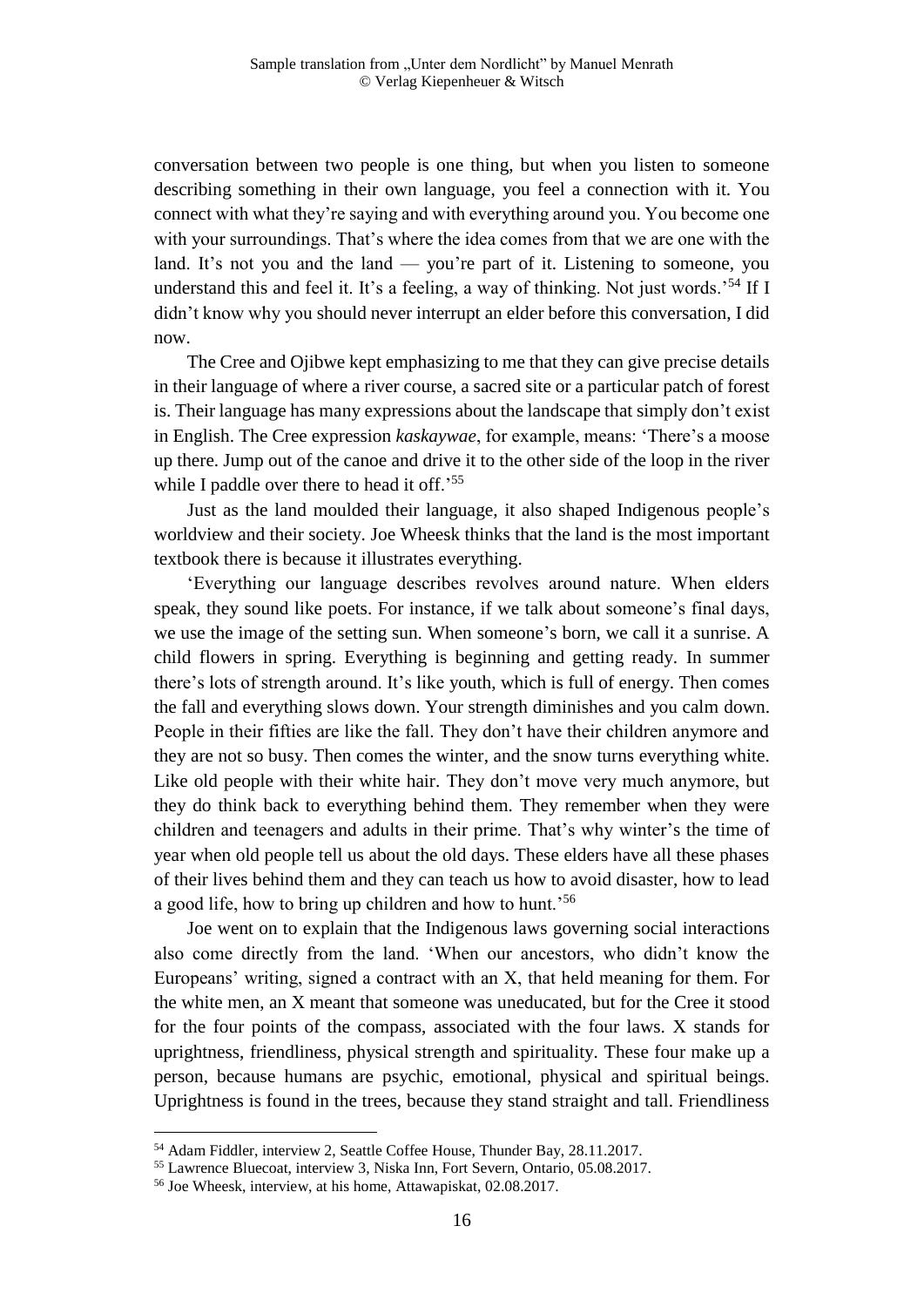conversation between two people is one thing, but when you listen to someone describing something in their own language, you feel a connection with it. You connect with what they're saying and with everything around you. You become one with your surroundings. That's where the idea comes from that we are one with the land. It's not you and the land — you're part of it. Listening to someone, you understand this and feel it. It's a feeling, a way of thinking. Not just words.'[54] If I didn't know why you should never interrupt an elder before this conversation, I did now.

The Cree and Ojibwe kept emphasizing to me that they can give precise details in their language of where a river course, a sacred site or a particular patch of forest is. Their language has many expressions about the landscape that simply don't exist in English. The Cree expression *kaskaywae*, for example, means: 'There's a moose up there. Jump out of the canoe and drive it to the other side of the loop in the river while I paddle over there to head it off.'[55]

Just as the land moulded their language, it also shaped Indigenous people's worldview and their society. Joe Wheesk thinks that the land is the most important textbook there is because it illustrates everything.

'Everything our language describes revolves around nature. When elders speak, they sound like poets. For instance, if we talk about someone's final days, we use the image of the setting sun. When someone's born, we call it a sunrise. A child flowers in spring. Everything is beginning and getting ready. In summer there's lots of strength around. It's like youth, which is full of energy. Then comes the fall and everything slows down. Your strength diminishes and you calm down. People in their fifties are like the fall. They don't have their children anymore and they are not so busy. Then comes the winter, and the snow turns everything white. Like old people with their white hair. They don't move very much anymore, but they do think back to everything behind them. They remember when they were children and teenagers and adults in their prime. That's why winter's the time of year when old people tell us about the old days. These elders have all these phases of their lives behind them and they can teach us how to avoid disaster, how to lead a good life, how to bring up children and how to hunt.'[56]

Joe went on to explain that the Indigenous laws governing social interactions also come directly from the land. 'When our ancestors, who didn't know the Europeans' writing, signed a contract with an X, that held meaning for them. For the white men, an X meant that someone was uneducated, but for the Cree it stood for the four points of the compass, associated with the four laws. X stands for uprightness, friendliness, physical strength and spirituality. These four make up a person, because humans are psychic, emotional, physical and spiritual beings. Uprightness is found in the trees, because they stand straight and tall. Friendliness

---

[54] Adam Fiddler, interview 2, Seattle Coffee House, Thunder Bay, 28.11.2017.

[55] Lawrence Bluecoat, interview 3, Niska Inn, Fort Severn, Ontario, 05.08.2017.

[56] Joe Wheesk, interview, at his home, Attawapiskat, 02.08.2017.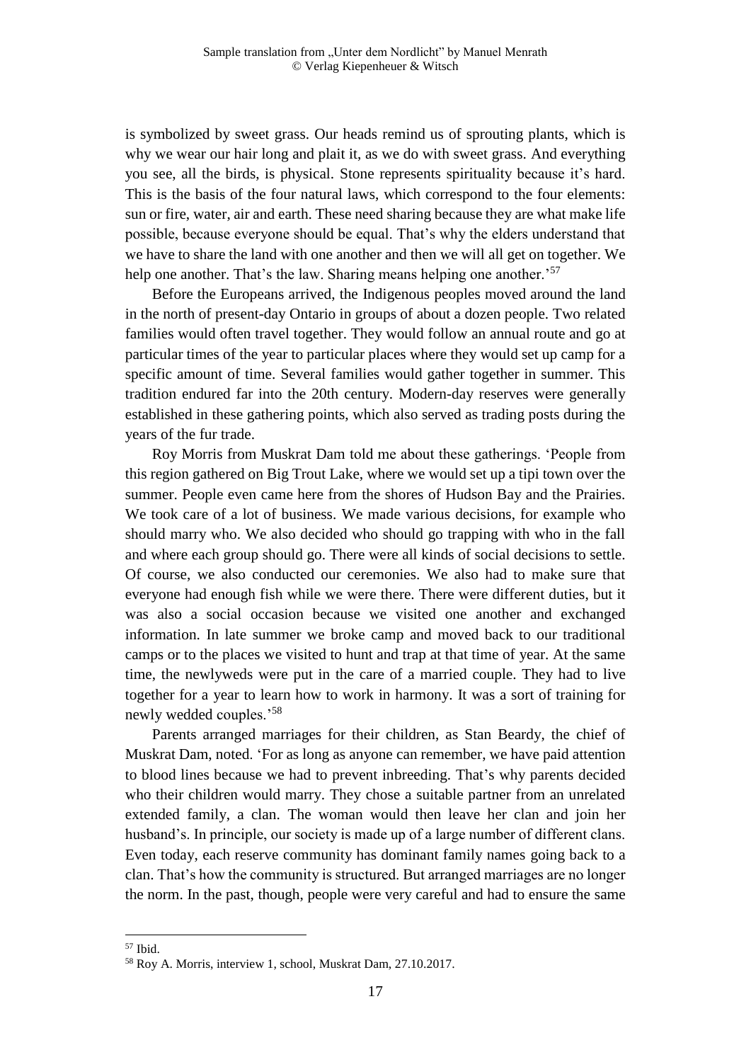is symbolized by sweet grass. Our heads remind us of sprouting plants, which is why we wear our hair long and plait it, as we do with sweet grass. And everything you see, all the birds, is physical. Stone represents spirituality because it's hard. This is the basis of the four natural laws, which correspond to the four elements: sun or fire, water, air and earth. These need sharing because they are what make life possible, because everyone should be equal. That's why the elders understand that we have to share the land with one another and then we will all get on together. We help one another. That's the law. Sharing means helping one another.'[57]

Before the Europeans arrived, the Indigenous peoples moved around the land in the north of present-day Ontario in groups of about a dozen people. Two related families would often travel together. They would follow an annual route and go at particular times of the year to particular places where they would set up camp for a specific amount of time. Several families would gather together in summer. This tradition endured far into the 20th century. Modern-day reserves were generally established in these gathering points, which also served as trading posts during the years of the fur trade.

Roy Morris from Muskrat Dam told me about these gatherings. 'People from this region gathered on Big Trout Lake, where we would set up a tipi town over the summer. People even came here from the shores of Hudson Bay and the Prairies. We took care of a lot of business. We made various decisions, for example who should marry who. We also decided who should go trapping with who in the fall and where each group should go. There were all kinds of social decisions to settle. Of course, we also conducted our ceremonies. We also had to make sure that everyone had enough fish while we were there. There were different duties, but it was also a social occasion because we visited one another and exchanged information. In late summer we broke camp and moved back to our traditional camps or to the places we visited to hunt and trap at that time of year. At the same time, the newlyweds were put in the care of a married couple. They had to live together for a year to learn how to work in harmony. It was a sort of training for newly wedded couples.'[58]

Parents arranged marriages for their children, as Stan Beardy, the chief of Muskrat Dam, noted. 'For as long as anyone can remember, we have paid attention to blood lines because we had to prevent inbreeding. That's why parents decided who their children would marry. They chose a suitable partner from an unrelated extended family, a clan. The woman would then leave her clan and join her husband's. In principle, our society is made up of a large number of different clans. Even today, each reserve community has dominant family names going back to a clan. That's how the community is structured. But arranged marriages are no longer the norm. In the past, though, people were very careful and had to ensure the same

---

[57] Ibid.

[58] Roy A. Morris, interview 1, school, Muskrat Dam, 27.10.2017.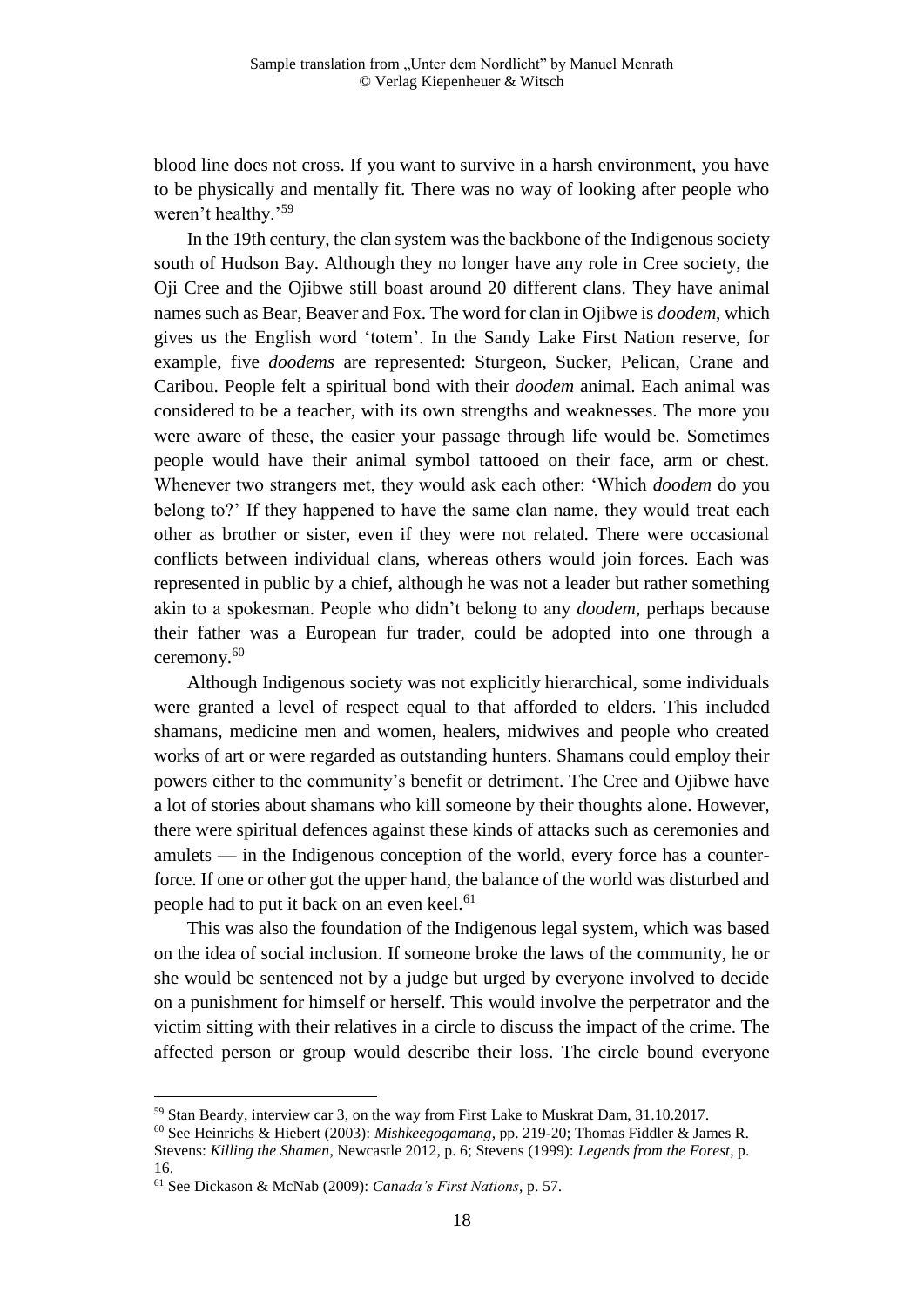blood line does not cross. If you want to survive in a harsh environment, you have to be physically and mentally fit. There was no way of looking after people who weren't healthy.'[59]

In the 19th century, the clan system was the backbone of the Indigenous society south of Hudson Bay. Although they no longer have any role in Cree society, the Oji Cree and the Ojibwe still boast around 20 different clans. They have animal names such as Bear, Beaver and Fox. The word for clan in Ojibwe is *doodem*, which gives us the English word 'totem'. In the Sandy Lake First Nation reserve, for example, five *doodems* are represented: Sturgeon, Sucker, Pelican, Crane and Caribou. People felt a spiritual bond with their *doodem* animal. Each animal was considered to be a teacher, with its own strengths and weaknesses. The more you were aware of these, the easier your passage through life would be. Sometimes people would have their animal symbol tattooed on their face, arm or chest. Whenever two strangers met, they would ask each other: 'Which *doodem* do you belong to?' If they happened to have the same clan name, they would treat each other as brother or sister, even if they were not related. There were occasional conflicts between individual clans, whereas others would join forces. Each was represented in public by a chief, although he was not a leader but rather something akin to a spokesman. People who didn't belong to any *doodem*, perhaps because their father was a European fur trader, could be adopted into one through a ceremony.[60]

Although Indigenous society was not explicitly hierarchical, some individuals were granted a level of respect equal to that afforded to elders. This included shamans, medicine men and women, healers, midwives and people who created works of art or were regarded as outstanding hunters. Shamans could employ their powers either to the community's benefit or detriment. The Cree and Ojibwe have a lot of stories about shamans who kill someone by their thoughts alone. However, there were spiritual defences against these kinds of attacks such as ceremonies and amulets — in the Indigenous conception of the world, every force has a counter-force. If one or other got the upper hand, the balance of the world was disturbed and people had to put it back on an even keel.[61]

This was also the foundation of the Indigenous legal system, which was based on the idea of social inclusion. If someone broke the laws of the community, he or she would be sentenced not by a judge but urged by everyone involved to decide on a punishment for himself or herself. This would involve the perpetrator and the victim sitting with their relatives in a circle to discuss the impact of the crime. The affected person or group would describe their loss. The circle bound everyone

---

[59] Stan Beardy, interview car 3, on the way from First Lake to Muskrat Dam, 31.10.2017.

[60] See Heinrichs & Hiebert (2003): *Mishkeegogamang*, pp. 219-20; Thomas Fiddler & James R. Stevens: *Killing the Shamen*, Newcastle 2012, p. 6; Stevens (1999): *Legends from the Forest*, p. 16.

[61] See Dickason & McNab (2009): *Canada's First Nations*, p. 57.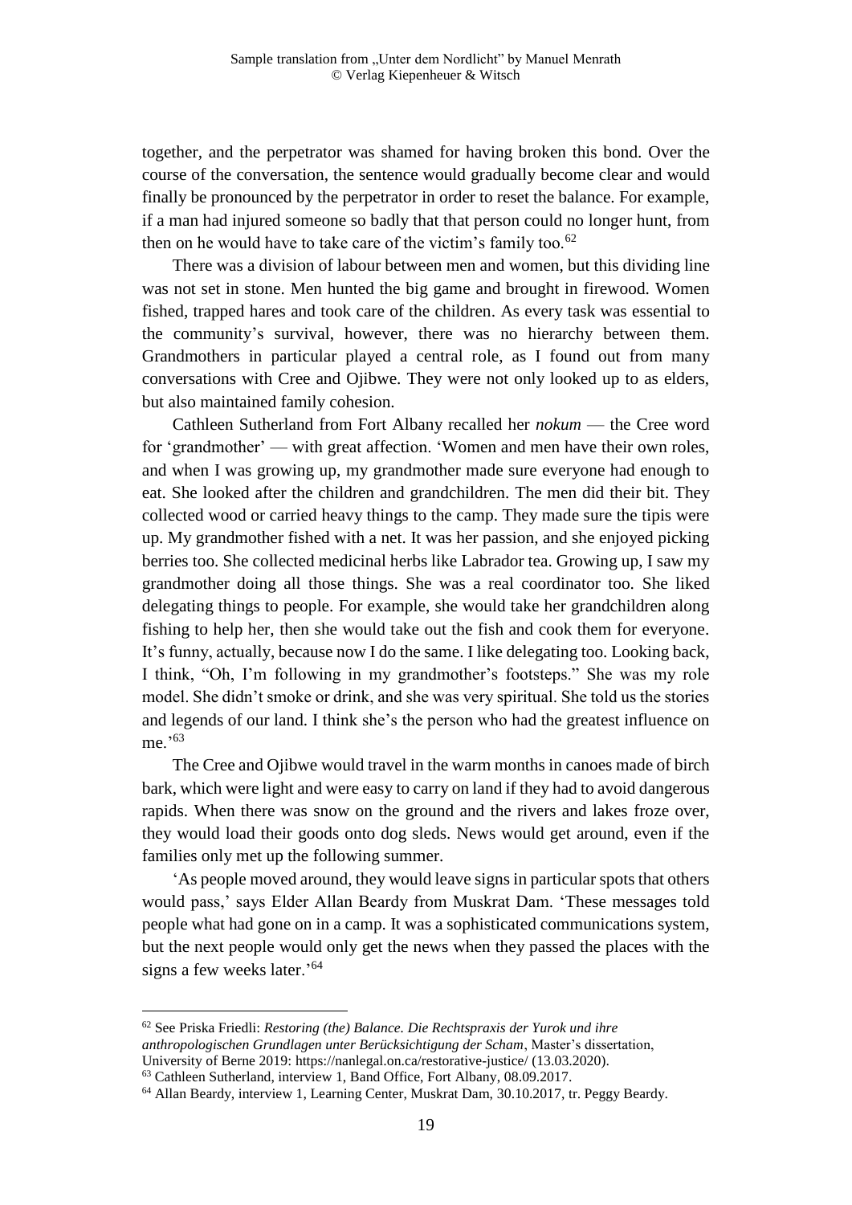together, and the perpetrator was shamed for having broken this bond. Over the course of the conversation, the sentence would gradually become clear and would finally be pronounced by the perpetrator in order to reset the balance. For example, if a man had injured someone so badly that that person could no longer hunt, from then on he would have to take care of the victim's family too.[62]

There was a division of labour between men and women, but this dividing line was not set in stone. Men hunted the big game and brought in firewood. Women fished, trapped hares and took care of the children. As every task was essential to the community's survival, however, there was no hierarchy between them. Grandmothers in particular played a central role, as I found out from many conversations with Cree and Ojibwe. They were not only looked up to as elders, but also maintained family cohesion.

Cathleen Sutherland from Fort Albany recalled her *nokum* — the Cree word for 'grandmother' — with great affection. 'Women and men have their own roles, and when I was growing up, my grandmother made sure everyone had enough to eat. She looked after the children and grandchildren. The men did their bit. They collected wood or carried heavy things to the camp. They made sure the tipis were up. My grandmother fished with a net. It was her passion, and she enjoyed picking berries too. She collected medicinal herbs like Labrador tea. Growing up, I saw my grandmother doing all those things. She was a real coordinator too. She liked delegating things to people. For example, she would take her grandchildren along fishing to help her, then she would take out the fish and cook them for everyone. It's funny, actually, because now I do the same. I like delegating too. Looking back, I think, "Oh, I'm following in my grandmother's footsteps." She was my role model. She didn't smoke or drink, and she was very spiritual. She told us the stories and legends of our land. I think she's the person who had the greatest influence on me.'[63]

The Cree and Ojibwe would travel in the warm months in canoes made of birch bark, which were light and were easy to carry on land if they had to avoid dangerous rapids. When there was snow on the ground and the rivers and lakes froze over, they would load their goods onto dog sleds. News would get around, even if the families only met up the following summer.

'As people moved around, they would leave signs in particular spots that others would pass,' says Elder Allan Beardy from Muskrat Dam. 'These messages told people what had gone on in a camp. It was a sophisticated communications system, but the next people would only get the news when they passed the places with the signs a few weeks later.'[64]

---

[62] See Priska Friedli: *Restoring (the) Balance. Die Rechtspraxis der Yurok und ihre anthropologischen Grundlagen unter Berücksichtigung der Scham*, Master's dissertation, University of Berne 2019: https://nanlegal.on.ca/restorative-justice/ (13.03.2020).

[63] Cathleen Sutherland, interview 1, Band Office, Fort Albany, 08.09.2017.

[64] Allan Beardy, interview 1, Learning Center, Muskrat Dam, 30.10.2017, tr. Peggy Beardy.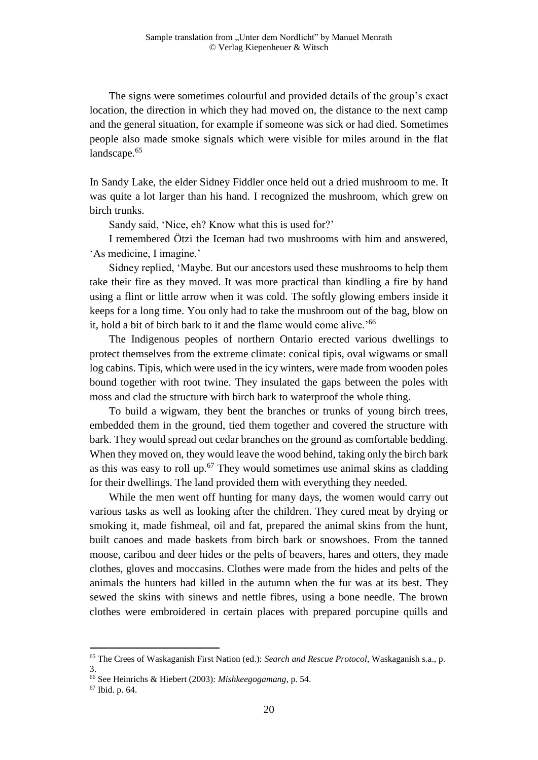The signs were sometimes colourful and provided details of the group's exact location, the direction in which they had moved on, the distance to the next camp and the general situation, for example if someone was sick or had died. Sometimes people also made smoke signals which were visible for miles around in the flat landscape.[65]

In Sandy Lake, the elder Sidney Fiddler once held out a dried mushroom to me. It was quite a lot larger than his hand. I recognized the mushroom, which grew on birch trunks.

Sandy said, 'Nice, eh? Know what this is used for?'

I remembered Ötzi the Iceman had two mushrooms with him and answered, 'As medicine, I imagine.'

Sidney replied, 'Maybe. But our ancestors used these mushrooms to help them take their fire as they moved. It was more practical than kindling a fire by hand using a flint or little arrow when it was cold. The softly glowing embers inside it keeps for a long time. You only had to take the mushroom out of the bag, blow on it, hold a bit of birch bark to it and the flame would come alive.'[66]

The Indigenous peoples of northern Ontario erected various dwellings to protect themselves from the extreme climate: conical tipis, oval wigwams or small log cabins. Tipis, which were used in the icy winters, were made from wooden poles bound together with root twine. They insulated the gaps between the poles with moss and clad the structure with birch bark to waterproof the whole thing.

To build a wigwam, they bent the branches or trunks of young birch trees, embedded them in the ground, tied them together and covered the structure with bark. They would spread out cedar branches on the ground as comfortable bedding. When they moved on, they would leave the wood behind, taking only the birch bark as this was easy to roll up.[67] They would sometimes use animal skins as cladding for their dwellings. The land provided them with everything they needed.

While the men went off hunting for many days, the women would carry out various tasks as well as looking after the children. They cured meat by drying or smoking it, made fishmeal, oil and fat, prepared the animal skins from the hunt, built canoes and made baskets from birch bark or snowshoes. From the tanned moose, caribou and deer hides or the pelts of beavers, hares and otters, they made clothes, gloves and moccasins. Clothes were made from the hides and pelts of the animals the hunters had killed in the autumn when the fur was at its best. They sewed the skins with sinews and nettle fibres, using a bone needle. The brown clothes were embroidered in certain places with prepared porcupine quills and

---

[65] The Crees of Waskaganish First Nation (ed.): *Search and Rescue Protocol*, Waskaganish s.a., p. 3.

[66] See Heinrichs & Hiebert (2003): *Mishkeegogamang*, p. 54.

[67] Ibid. p. 64.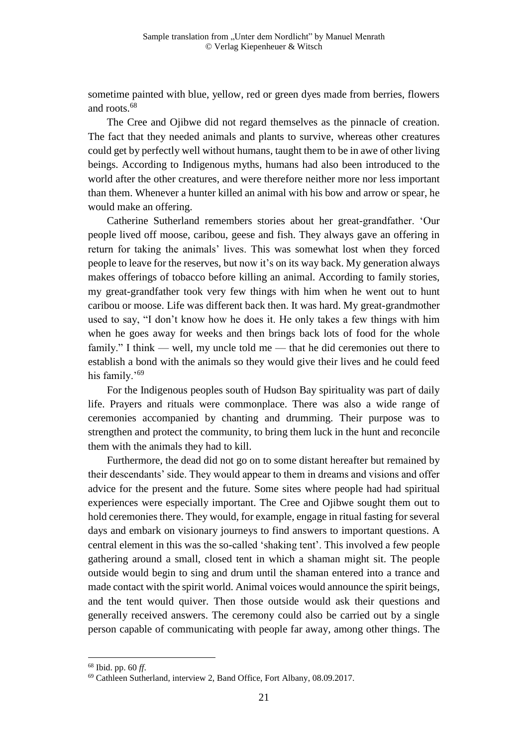sometime painted with blue, yellow, red or green dyes made from berries, flowers and roots.[68]

The Cree and Ojibwe did not regard themselves as the pinnacle of creation. The fact that they needed animals and plants to survive, whereas other creatures could get by perfectly well without humans, taught them to be in awe of other living beings. According to Indigenous myths, humans had also been introduced to the world after the other creatures, and were therefore neither more nor less important than them. Whenever a hunter killed an animal with his bow and arrow or spear, he would make an offering.

Catherine Sutherland remembers stories about her great-grandfather. 'Our people lived off moose, caribou, geese and fish. They always gave an offering in return for taking the animals' lives. This was somewhat lost when they forced people to leave for the reserves, but now it's on its way back. My generation always makes offerings of tobacco before killing an animal. According to family stories, my great-grandfather took very few things with him when he went out to hunt caribou or moose. Life was different back then. It was hard. My great-grandmother used to say, "I don't know how he does it. He only takes a few things with him when he goes away for weeks and then brings back lots of food for the whole family." I think — well, my uncle told me — that he did ceremonies out there to establish a bond with the animals so they would give their lives and he could feed his family.'[69]

For the Indigenous peoples south of Hudson Bay spirituality was part of daily life. Prayers and rituals were commonplace. There was also a wide range of ceremonies accompanied by chanting and drumming. Their purpose was to strengthen and protect the community, to bring them luck in the hunt and reconcile them with the animals they had to kill.

Furthermore, the dead did not go on to some distant hereafter but remained by their descendants' side. They would appear to them in dreams and visions and offer advice for the present and the future. Some sites where people had had spiritual experiences were especially important. The Cree and Ojibwe sought them out to hold ceremonies there. They would, for example, engage in ritual fasting for several days and embark on visionary journeys to find answers to important questions. A central element in this was the so-called 'shaking tent'. This involved a few people gathering around a small, closed tent in which a shaman might sit. The people outside would begin to sing and drum until the shaman entered into a trance and made contact with the spirit world. Animal voices would announce the spirit beings, and the tent would quiver. Then those outside would ask their questions and generally received answers. The ceremony could also be carried out by a single person capable of communicating with people far away, among other things. The

---

[68] Ibid. pp. 60 *ff.*

[69] Cathleen Sutherland, interview 2, Band Office, Fort Albany, 08.09.2017.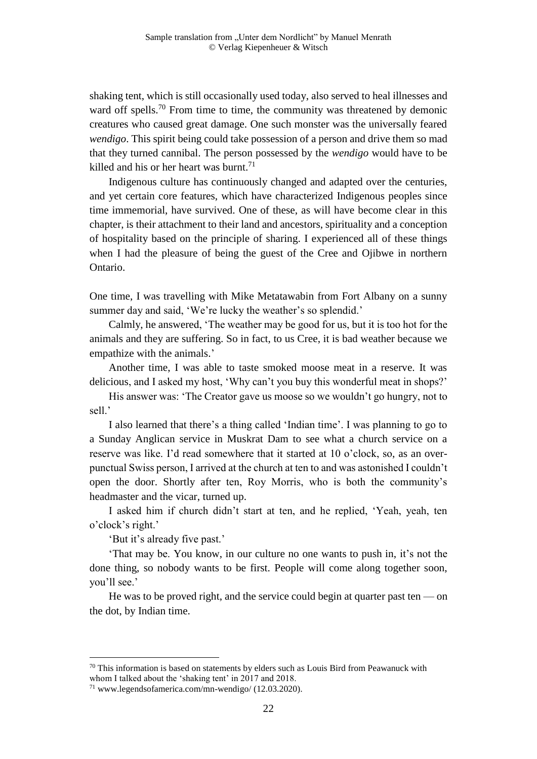shaking tent, which is still occasionally used today, also served to heal illnesses and ward off spells.[70] From time to time, the community was threatened by demonic creatures who caused great damage. One such monster was the universally feared *wendigo*. This spirit being could take possession of a person and drive them so mad that they turned cannibal. The person possessed by the *wendigo* would have to be killed and his or her heart was burnt.[71]

Indigenous culture has continuously changed and adapted over the centuries, and yet certain core features, which have characterized Indigenous peoples since time immemorial, have survived. One of these, as will have become clear in this chapter, is their attachment to their land and ancestors, spirituality and a conception of hospitality based on the principle of sharing. I experienced all of these things when I had the pleasure of being the guest of the Cree and Ojibwe in northern Ontario.

One time, I was travelling with Mike Metatawabin from Fort Albany on a sunny summer day and said, 'We're lucky the weather's so splendid.'

Calmly, he answered, 'The weather may be good for us, but it is too hot for the animals and they are suffering. So in fact, to us Cree, it is bad weather because we empathize with the animals.'

Another time, I was able to taste smoked moose meat in a reserve. It was delicious, and I asked my host, 'Why can't you buy this wonderful meat in shops?'

His answer was: 'The Creator gave us moose so we wouldn't go hungry, not to sell.'

I also learned that there's a thing called 'Indian time'. I was planning to go to a Sunday Anglican service in Muskrat Dam to see what a church service on a reserve was like. I'd read somewhere that it started at 10 o'clock, so, as an over-punctual Swiss person, I arrived at the church at ten to and was astonished I couldn't open the door. Shortly after ten, Roy Morris, who is both the community's headmaster and the vicar, turned up.

I asked him if church didn't start at ten, and he replied, 'Yeah, yeah, ten o'clock's right.'

'But it's already five past.'

'That may be. You know, in our culture no one wants to push in, it's not the done thing, so nobody wants to be first. People will come along together soon, you'll see.'

He was to be proved right, and the service could begin at quarter past ten — on the dot, by Indian time.

---

[70] This information is based on statements by elders such as Louis Bird from Peawanuck with whom I talked about the 'shaking tent' in 2017 and 2018.

[71] www.legendsofamerica.com/mn-wendigo/ (12.03.2020).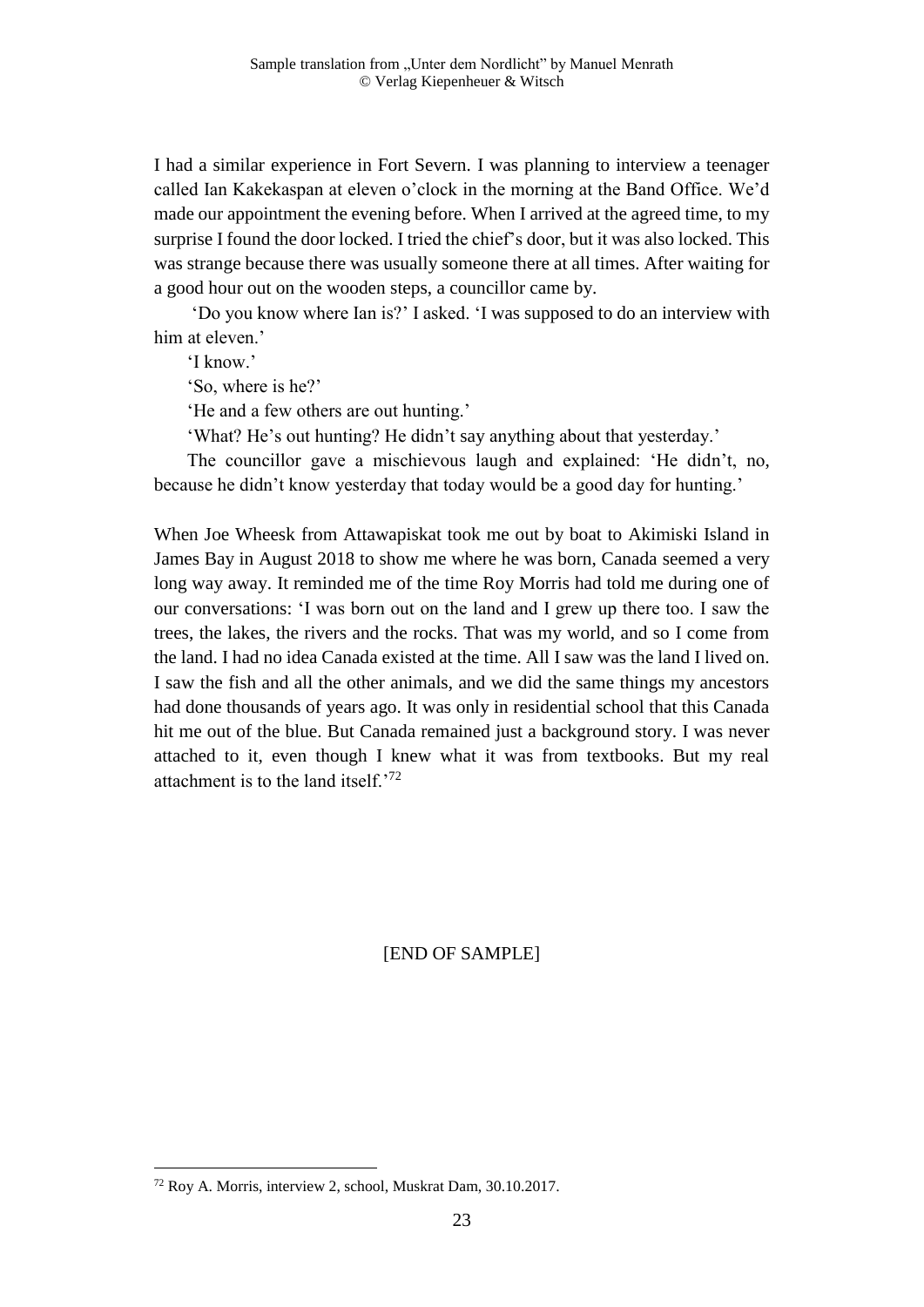I had a similar experience in Fort Severn. I was planning to interview a teenager called Ian Kakekaspan at eleven o'clock in the morning at the Band Office. We'd made our appointment the evening before. When I arrived at the agreed time, to my surprise I found the door locked. I tried the chief's door, but it was also locked. This was strange because there was usually someone there at all times. After waiting for a good hour out on the wooden steps, a councillor came by.

'Do you know where Ian is?' I asked. 'I was supposed to do an interview with him at eleven.'

'I know.'

'So, where is he?'

'He and a few others are out hunting.'

'What? He's out hunting? He didn't say anything about that yesterday.'

The councillor gave a mischievous laugh and explained: 'He didn't, no, because he didn't know yesterday that today would be a good day for hunting.'

When Joe Wheesk from Attawapiskat took me out by boat to Akimiski Island in James Bay in August 2018 to show me where he was born, Canada seemed a very long way away. It reminded me of the time Roy Morris had told me during one of our conversations: 'I was born out on the land and I grew up there too. I saw the trees, the lakes, the rivers and the rocks. That was my world, and so I come from the land. I had no idea Canada existed at the time. All I saw was the land I lived on. I saw the fish and all the other animals, and we did the same things my ancestors had done thousands of years ago. It was only in residential school that this Canada hit me out of the blue. But Canada remained just a background story. I was never attached to it, even though I knew what it was from textbooks. But my real attachment is to the land itself.'[72]

[END OF SAMPLE]

[72] Roy A. Morris, interview 2, school, Muskrat Dam, 30.10.2017.